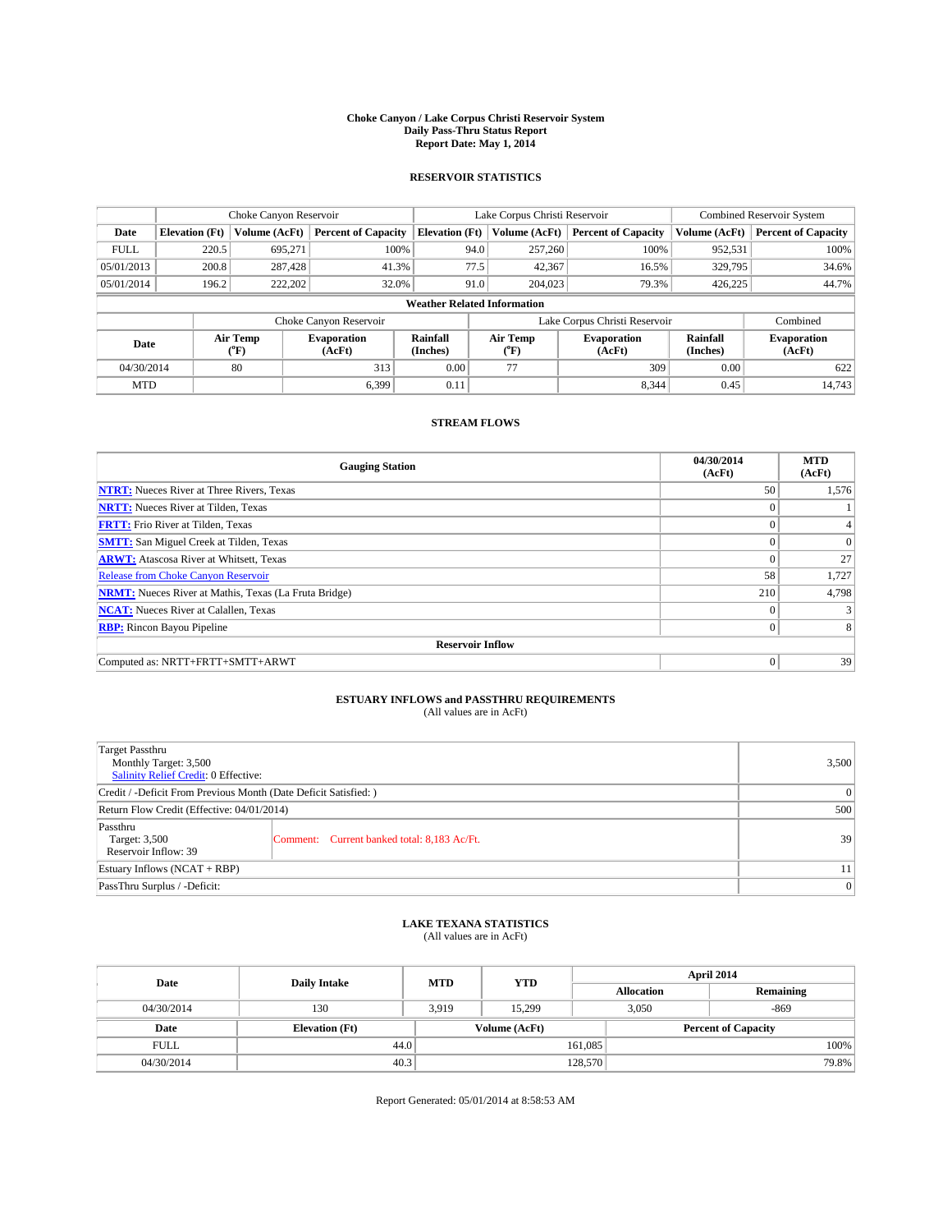# Choke Canyon / Lake Corpus Christi Reservoir System
## Daily Pass-Thru Status Report
## Report Date: May 1, 2014

### RESERVOIR STATISTICS

| | Choke Canyon Reservoir | | | Lake Corpus Christi Reservoir | | | Combined Reservoir System | |
|---|---|---|---|---|---|---|---|---|
| Date | Elevation (Ft) | Volume (AcFt) | Percent of Capacity | Elevation (Ft) | Volume (AcFt) | Percent of Capacity | Volume (AcFt) | Percent of Capacity |
| FULL | 220.5 | 695,271 | 100% | 94.0 | 257,260 | 100% | 952,531 | 100% |
| 05/01/2013 | 200.8 | 287,428 | 41.3% | 77.5 | 42,367 | 16.5% | 329,795 | 34.6% |
| 05/01/2014 | 196.2 | 222,202 | 32.0% | 91.0 | 204,023 | 79.3% | 426,225 | 44.7% |

**Weather Related Information**

| | Choke Canyon Reservoir | | | Lake Corpus Christi Reservoir | | | Combined |
|---|---|---|---|---|---|---|---|
| Date | Air Temp (°F) | Evaporation (AcFt) | Rainfall (Inches) | Air Temp (°F) | Evaporation (AcFt) | Rainfall (Inches) | Evaporation (AcFt) |
| 04/30/2014 | 80 | 313 | 0.00 | 77 | 309 | 0.00 | 622 |
| MTD | | 6,399 | 0.11 | | 8,344 | 0.45 | 14,743 |

### STREAM FLOWS

| Gauging Station | 04/30/2014 (AcFt) | MTD (AcFt) |
|---|---|---|
| NTRT: Nueces River at Three Rivers, Texas | 50 | 1,576 |
| NRTT: Nueces River at Tilden, Texas | 0 | 1 |
| FRTT: Frio River at Tilden, Texas | 0 | 4 |
| SMTT: San Miguel Creek at Tilden, Texas | 0 | 0 |
| ARWT: Atascosa River at Whitsett, Texas | 0 | 27 |
| Release from Choke Canyon Reservoir | 58 | 1,727 |
| NRMT: Nueces River at Mathis, Texas (La Fruta Bridge) | 210 | 4,798 |
| NCAT: Nueces River at Calallen, Texas | 0 | 3 |
| RBP: Rincon Bayou Pipeline | 0 | 8 |
| **Reservoir Inflow** | | |
| Computed as: NRTT+FRTT+SMTT+ARWT | 0 | 39 |

### ESTUARY INFLOWS and PASSTHRU REQUIREMENTS
(All values are in AcFt)

| | | |
|---|---|---|
| Target Passthru<br>Monthly Target: 3,500<br>Salinity Relief Credit: 0 Effective: | | 3,500 |
| Credit / -Deficit From Previous Month (Date Deficit Satisfied: ) | | 0 |
| Return Flow Credit (Effective: 04/01/2014) | | 500 |
| Passthru<br>Target: 3,500<br>Reservoir Inflow: 39 | Comment: Current banked total: 8,183 Ac/Ft. | 39 |
| Estuary Inflows (NCAT + RBP) | | 11 |
| PassThru Surplus / -Deficit: | | 0 |

### LAKE TEXANA STATISTICS
(All values are in AcFt)

| Date | Daily Intake | MTD | YTD | April 2014 Allocation | April 2014 Remaining |
|---|---|---|---|---|---|
| 04/30/2014 | 130 | 3,919 | 15,299 | 3,050 | -869 |

| Date | Elevation (Ft) | Volume (AcFt) | Percent of Capacity |
|---|---|---|---|
| FULL | 44.0 | 161,085 | 100% |
| 04/30/2014 | 40.3 | 128,570 | 79.8% |

Report Generated: 05/01/2014 at 8:58:53 AM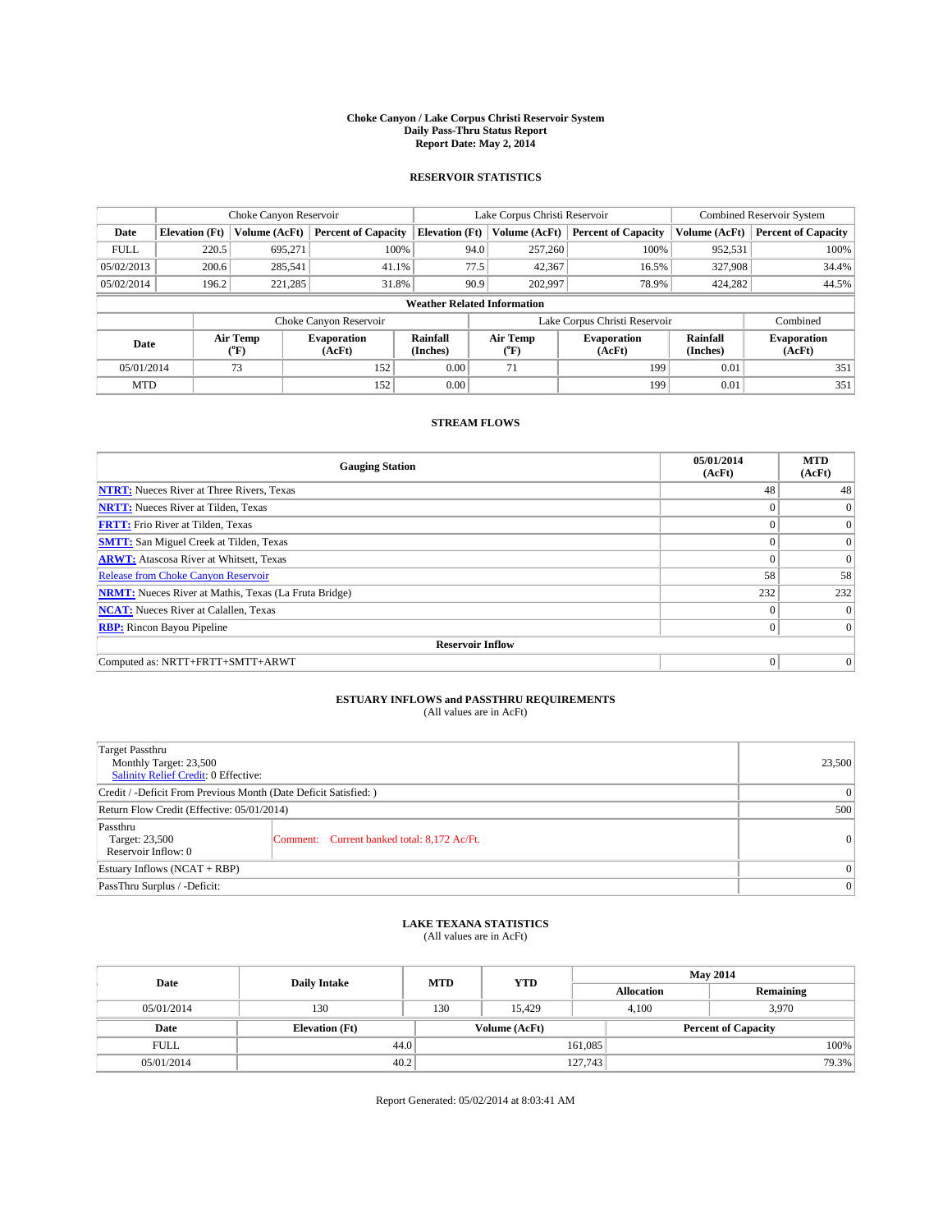**Choke Canyon / Lake Corpus Christi Reservoir System**
**Daily Pass-Thru Status Report**
**Report Date: May 2, 2014**

## RESERVOIR STATISTICS

| | Choke Canyon Reservoir | | | Lake Corpus Christi Reservoir | | | Combined Reservoir System | |
|---|---|---|---|---|---|---|---|---|
| **Date** | **Elevation (Ft)** | **Volume (AcFt)** | **Percent of Capacity** | **Elevation (Ft)** | **Volume (AcFt)** | **Percent of Capacity** | **Volume (AcFt)** | **Percent of Capacity** |
| FULL | 220.5 | 695,271 | 100% | 94.0 | 257,260 | 100% | 952,531 | 100% |
| 05/02/2013 | 200.6 | 285,541 | 41.1% | 77.5 | 42,367 | 16.5% | 327,908 | 34.4% |
| 05/02/2014 | 196.2 | 221,285 | 31.8% | 90.9 | 202,997 | 78.9% | 424,282 | 44.5% |

**Weather Related Information**

| | Choke Canyon Reservoir | | | Lake Corpus Christi Reservoir | | | Combined |
|---|---|---|---|---|---|---|---|
| **Date** | **Air Temp (°F)** | **Evaporation (AcFt)** | **Rainfall (Inches)** | **Air Temp (°F)** | **Evaporation (AcFt)** | **Rainfall (Inches)** | **Evaporation (AcFt)** |
| 05/01/2014 | 73 | 152 | 0.00 | 71 | 199 | 0.01 | 351 |
| MTD | | 152 | 0.00 | | 199 | 0.01 | 351 |

## STREAM FLOWS

| Gauging Station | 05/01/2014 (AcFt) | MTD (AcFt) |
|---|---|---|
| **NTRT:** Nueces River at Three Rivers, Texas | 48 | 48 |
| **NRTT:** Nueces River at Tilden, Texas | 0 | 0 |
| **FRTT:** Frio River at Tilden, Texas | 0 | 0 |
| **SMTT:** San Miguel Creek at Tilden, Texas | 0 | 0 |
| **ARWT:** Atascosa River at Whitsett, Texas | 0 | 0 |
| Release from Choke Canyon Reservoir | 58 | 58 |
| **NRMT:** Nueces River at Mathis, Texas (La Fruta Bridge) | 232 | 232 |
| **NCAT:** Nueces River at Calallen, Texas | 0 | 0 |
| **RBP:** Rincon Bayou Pipeline | 0 | 0 |
| **Reservoir Inflow** | | |
| Computed as: NRTT+FRTT+SMTT+ARWT | 0 | 0 |

## ESTUARY INFLOWS and PASSTHRU REQUIREMENTS
(All values are in AcFt)

| | | |
|---|---|---|
| Target Passthru<br>Monthly Target: 23,500<br>Salinity Relief Credit: 0 Effective: | | 23,500 |
| Credit / -Deficit From Previous Month (Date Deficit Satisfied: ) | | 0 |
| Return Flow Credit (Effective: 05/01/2014) | | 500 |
| Passthru<br>Target: 23,500<br>Reservoir Inflow: 0 | Comment: Current banked total: 8,172 Ac/Ft. | 0 |
| Estuary Inflows (NCAT + RBP) | | 0 |
| PassThru Surplus / -Deficit: | | 0 |

## LAKE TEXANA STATISTICS
(All values are in AcFt)

| Date | Daily Intake | MTD | YTD | May 2014 Allocation | May 2014 Remaining |
|---|---|---|---|---|---|
| 05/01/2014 | 130 | 130 | 15,429 | 4,100 | 3,970 |

| Date | Elevation (Ft) | Volume (AcFt) | Percent of Capacity |
|---|---|---|---|
| FULL | 44.0 | 161,085 | 100% |
| 05/01/2014 | 40.2 | 127,743 | 79.3% |

Report Generated: 05/02/2014 at 8:03:41 AM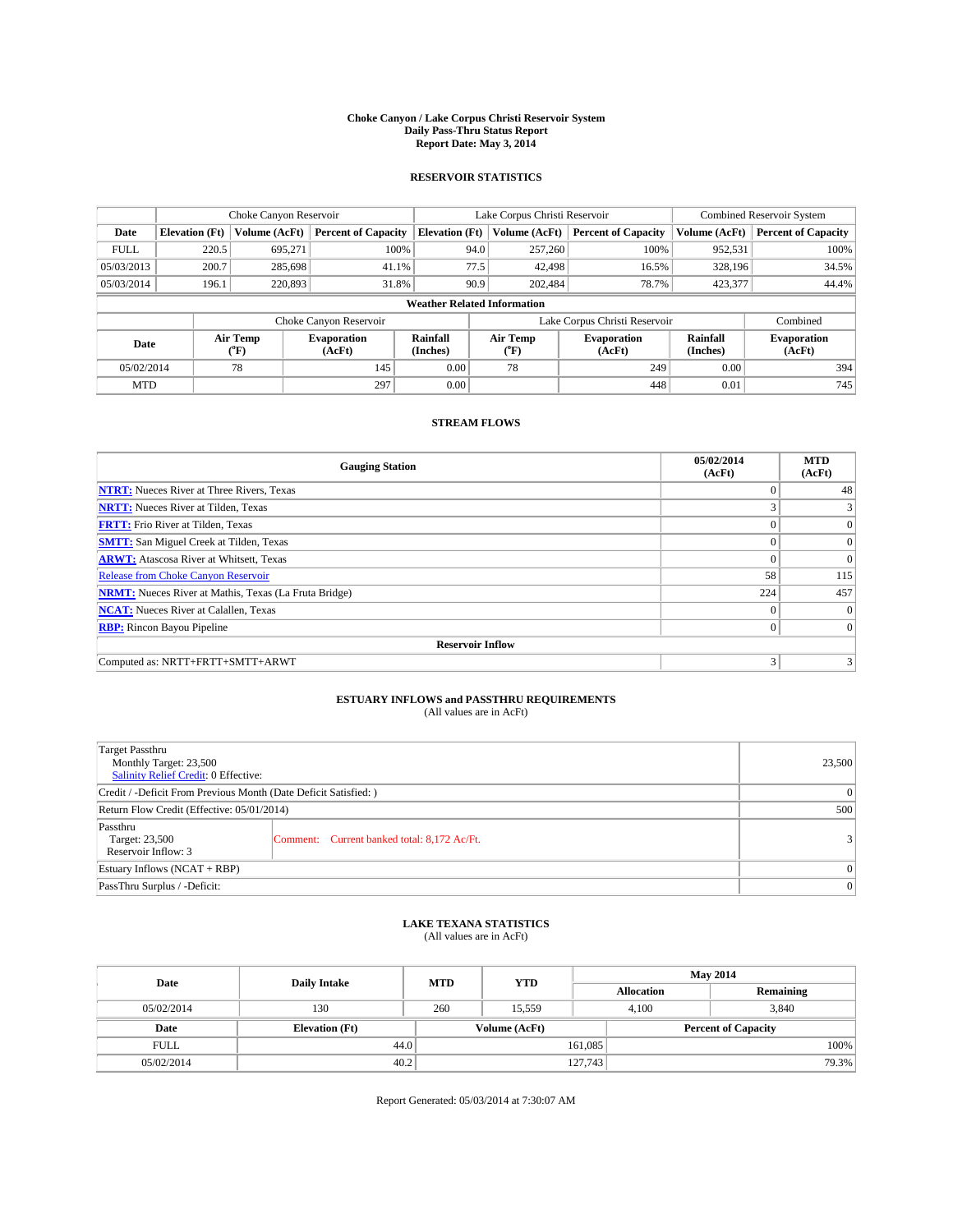# Choke Canyon / Lake Corpus Christi Reservoir System
## Daily Pass-Thru Status Report
### Report Date: May 3, 2014

## RESERVOIR STATISTICS

| | Choke Canyon Reservoir | | | Lake Corpus Christi Reservoir | | | Combined Reservoir System | |
|---|---|---|---|---|---|---|---|---|
| Date | Elevation (Ft) | Volume (AcFt) | Percent of Capacity | Elevation (Ft) | Volume (AcFt) | Percent of Capacity | Volume (AcFt) | Percent of Capacity |
| FULL | 220.5 | 695,271 | 100% | 94.0 | 257,260 | 100% | 952,531 | 100% |
| 05/03/2013 | 200.7 | 285,698 | 41.1% | 77.5 | 42,498 | 16.5% | 328,196 | 34.5% |
| 05/03/2014 | 196.1 | 220,893 | 31.8% | 90.9 | 202,484 | 78.7% | 423,377 | 44.4% |

**Weather Related Information**

| | Choke Canyon Reservoir | | | Lake Corpus Christi Reservoir | | | Combined |
|---|---|---|---|---|---|---|---|
| Date | Air Temp (°F) | Evaporation (AcFt) | Rainfall (Inches) | Air Temp (°F) | Evaporation (AcFt) | Rainfall (Inches) | Evaporation (AcFt) |
| 05/02/2014 | 78 | 145 | 0.00 | 78 | 249 | 0.00 | 394 |
| MTD | | 297 | 0.00 | | 448 | 0.01 | 745 |

## STREAM FLOWS

| Gauging Station | 05/02/2014 (AcFt) | MTD (AcFt) |
|---|---|---|
| NTRT: Nueces River at Three Rivers, Texas | 0 | 48 |
| NRTT: Nueces River at Tilden, Texas | 3 | 3 |
| FRTT: Frio River at Tilden, Texas | 0 | 0 |
| SMTT: San Miguel Creek at Tilden, Texas | 0 | 0 |
| ARWT: Atascosa River at Whitsett, Texas | 0 | 0 |
| Release from Choke Canyon Reservoir | 58 | 115 |
| NRMT: Nueces River at Mathis, Texas (La Fruta Bridge) | 224 | 457 |
| NCAT: Nueces River at Calallen, Texas | 0 | 0 |
| RBP: Rincon Bayou Pipeline | 0 | 0 |
| **Reservoir Inflow** | | |
| Computed as: NRTT+FRTT+SMTT+ARWT | 3 | 3 |

## ESTUARY INFLOWS and PASSTHRU REQUIREMENTS
(All values are in AcFt)

| | |
|---|---|
| Target Passthru<br>Monthly Target: 23,500<br>Salinity Relief Credit: 0 Effective: | 23,500 |
| Credit / -Deficit From Previous Month (Date Deficit Satisfied: ) | 0 |
| Return Flow Credit (Effective: 05/01/2014) | 500 |
| Passthru<br>Target: 23,500<br>Reservoir Inflow: 3 — Comment: Current banked total: 8,172 Ac/Ft. | 3 |
| Estuary Inflows (NCAT + RBP) | 0 |
| PassThru Surplus / -Deficit: | 0 |

## LAKE TEXANA STATISTICS
(All values are in AcFt)

| Date | Daily Intake | MTD | YTD | May 2014 Allocation | May 2014 Remaining |
|---|---|---|---|---|---|
| 05/02/2014 | 130 | 260 | 15,559 | 4,100 | 3,840 |

| Date | Elevation (Ft) | Volume (AcFt) | Percent of Capacity |
|---|---|---|---|
| FULL | 44.0 | 161,085 | 100% |
| 05/02/2014 | 40.2 | 127,743 | 79.3% |

Report Generated: 05/03/2014 at 7:30:07 AM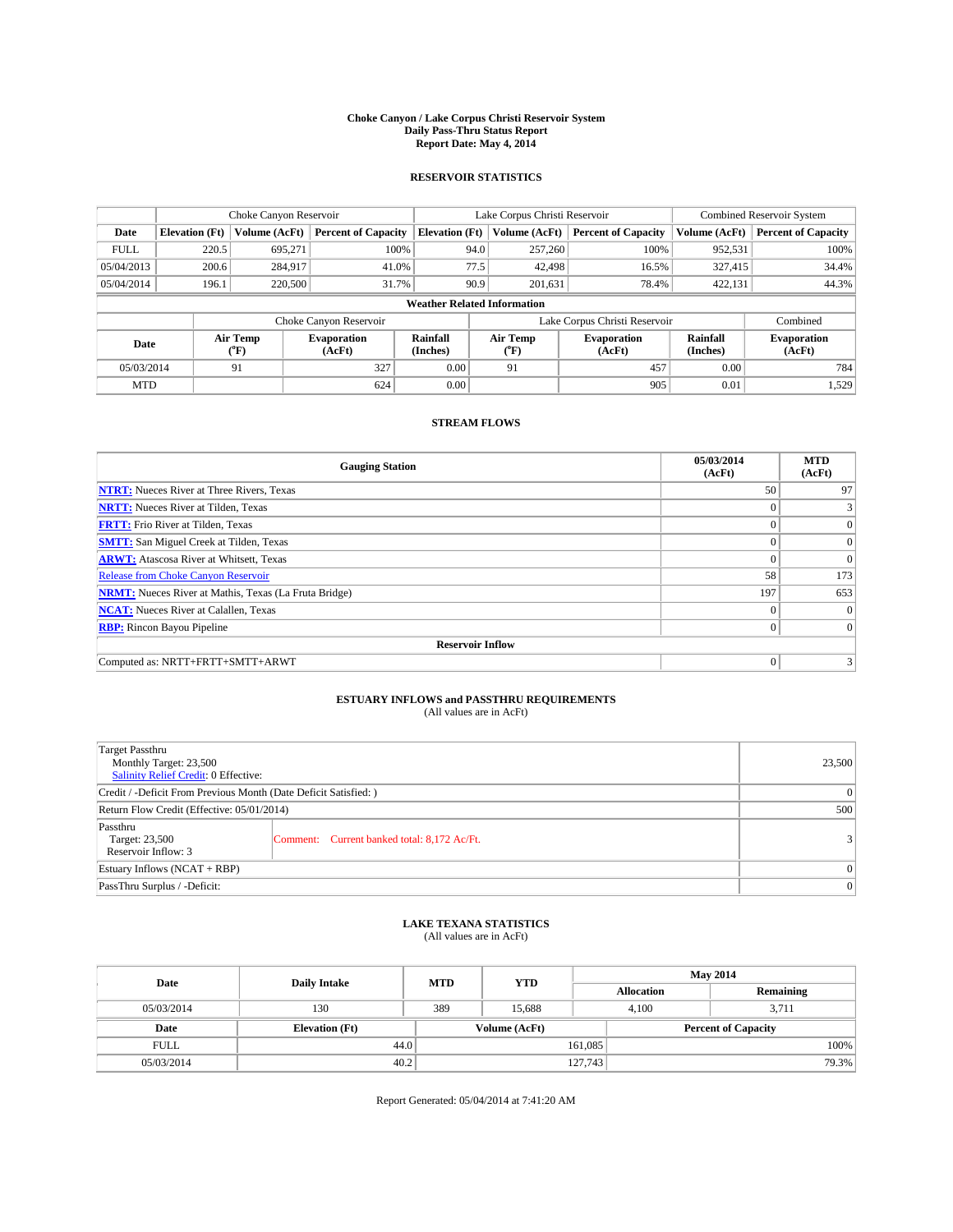**Choke Canyon / Lake Corpus Christi Reservoir System**
**Daily Pass-Thru Status Report**
**Report Date: May 4, 2014**

## RESERVOIR STATISTICS

| | Choke Canyon Reservoir | | | Lake Corpus Christi Reservoir | | | Combined Reservoir System | |
|---|---|---|---|---|---|---|---|---|
| **Date** | **Elevation (Ft)** | **Volume (AcFt)** | **Percent of Capacity** | **Elevation (Ft)** | **Volume (AcFt)** | **Percent of Capacity** | **Volume (AcFt)** | **Percent of Capacity** |
| FULL | 220.5 | 695,271 | 100% | 94.0 | 257,260 | 100% | 952,531 | 100% |
| 05/04/2013 | 200.6 | 284,917 | 41.0% | 77.5 | 42,498 | 16.5% | 327,415 | 34.4% |
| 05/04/2014 | 196.1 | 220,500 | 31.7% | 90.9 | 201,631 | 78.4% | 422,131 | 44.3% |

**Weather Related Information**

| | Choke Canyon Reservoir | | | Lake Corpus Christi Reservoir | | | Combined |
|---|---|---|---|---|---|---|---|
| **Date** | **Air Temp (°F)** | **Evaporation (AcFt)** | **Rainfall (Inches)** | **Air Temp (°F)** | **Evaporation (AcFt)** | **Rainfall (Inches)** | **Evaporation (AcFt)** |
| 05/03/2014 | 91 | 327 | 0.00 | 91 | 457 | 0.00 | 784 |
| MTD | | 624 | 0.00 | | 905 | 0.01 | 1,529 |

## STREAM FLOWS

| Gauging Station | 05/03/2014 (AcFt) | MTD (AcFt) |
|---|---|---|
| **NTRT:** Nueces River at Three Rivers, Texas | 50 | 97 |
| **NRTT:** Nueces River at Tilden, Texas | 0 | 3 |
| **FRTT:** Frio River at Tilden, Texas | 0 | 0 |
| **SMTT:** San Miguel Creek at Tilden, Texas | 0 | 0 |
| **ARWT:** Atascosa River at Whitsett, Texas | 0 | 0 |
| Release from Choke Canyon Reservoir | 58 | 173 |
| **NRMT:** Nueces River at Mathis, Texas (La Fruta Bridge) | 197 | 653 |
| **NCAT:** Nueces River at Calallen, Texas | 0 | 0 |
| **RBP:** Rincon Bayou Pipeline | 0 | 0 |
| **Reservoir Inflow** | | |
| Computed as: NRTT+FRTT+SMTT+ARWT | 0 | 3 |

## ESTUARY INFLOWS and PASSTHRU REQUIREMENTS
(All values are in AcFt)

| | |
|---|---|
| Target Passthru<br>Monthly Target: 23,500<br>Salinity Relief Credit: 0 Effective: | 23,500 |
| Credit / -Deficit From Previous Month (Date Deficit Satisfied: ) | 0 |
| Return Flow Credit (Effective: 05/01/2014) | 500 |
| Passthru<br>Target: 23,500<br>Reservoir Inflow: 3 — Comment: Current banked total: 8,172 Ac/Ft. | 3 |
| Estuary Inflows (NCAT + RBP) | 0 |
| PassThru Surplus / -Deficit: | 0 |

## LAKE TEXANA STATISTICS
(All values are in AcFt)

| Date | Daily Intake | MTD | YTD | May 2014 Allocation | May 2014 Remaining |
|---|---|---|---|---|---|
| 05/03/2014 | 130 | 389 | 15,688 | 4,100 | 3,711 |

| Date | Elevation (Ft) | Volume (AcFt) | Percent of Capacity |
|---|---|---|---|
| FULL | 44.0 | 161,085 | 100% |
| 05/03/2014 | 40.2 | 127,743 | 79.3% |

Report Generated: 05/04/2014 at 7:41:20 AM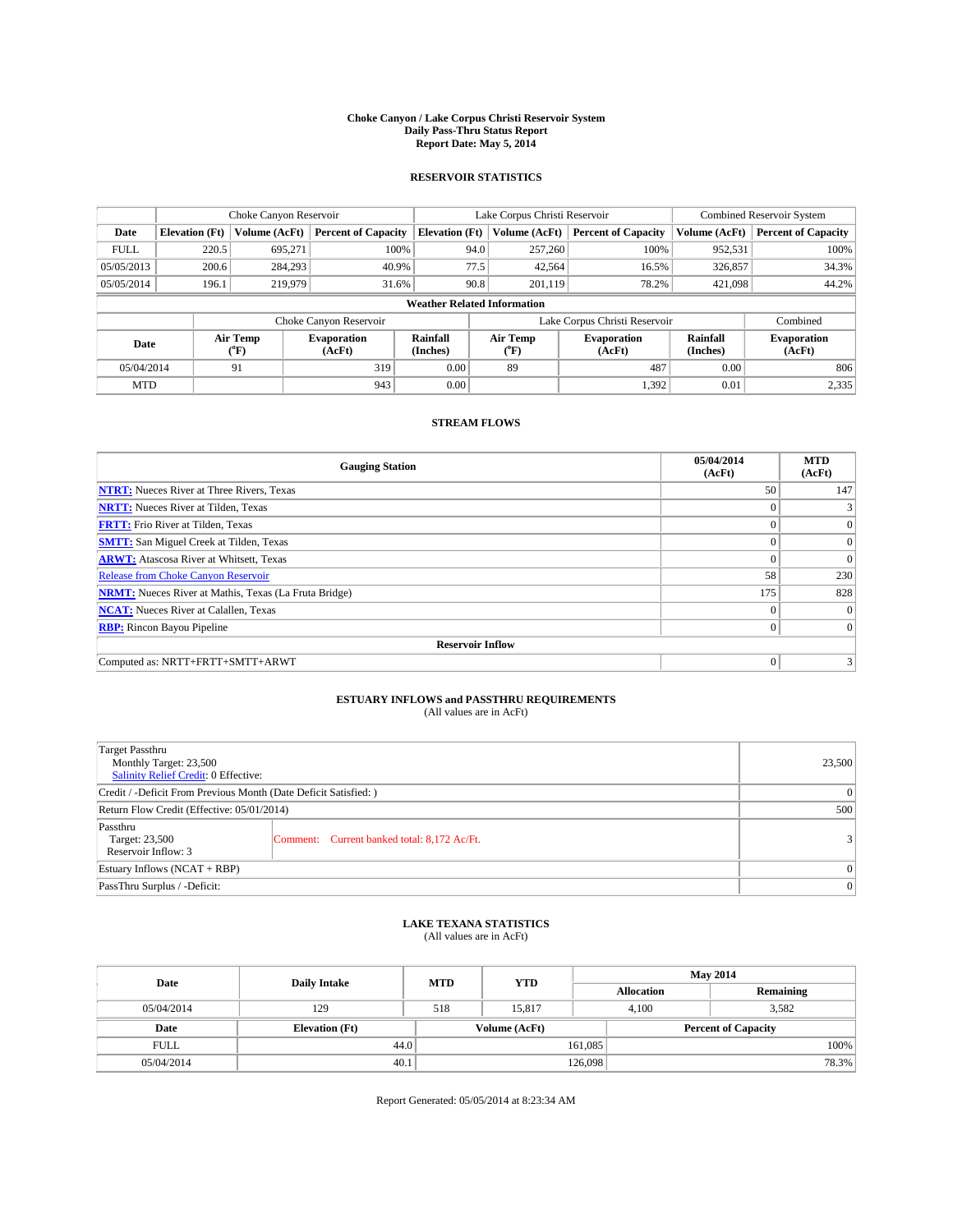**Choke Canyon / Lake Corpus Christi Reservoir System**
**Daily Pass-Thru Status Report**
**Report Date: May 5, 2014**

## RESERVOIR STATISTICS

| | Choke Canyon Reservoir | | | Lake Corpus Christi Reservoir | | | Combined Reservoir System | |
|---|---|---|---|---|---|---|---|---|
| **Date** | **Elevation (Ft)** | **Volume (AcFt)** | **Percent of Capacity** | **Elevation (Ft)** | **Volume (AcFt)** | **Percent of Capacity** | **Volume (AcFt)** | **Percent of Capacity** |
| FULL | 220.5 | 695,271 | 100% | 94.0 | 257,260 | 100% | 952,531 | 100% |
| 05/05/2013 | 200.6 | 284,293 | 40.9% | 77.5 | 42,564 | 16.5% | 326,857 | 34.3% |
| 05/05/2014 | 196.1 | 219,979 | 31.6% | 90.8 | 201,119 | 78.2% | 421,098 | 44.2% |

**Weather Related Information**

| | Choke Canyon Reservoir | | | Lake Corpus Christi Reservoir | | | Combined |
|---|---|---|---|---|---|---|---|
| **Date** | **Air Temp (°F)** | **Evaporation (AcFt)** | **Rainfall (Inches)** | **Air Temp (°F)** | **Evaporation (AcFt)** | **Rainfall (Inches)** | **Evaporation (AcFt)** |
| 05/04/2014 | 91 | 319 | 0.00 | 89 | 487 | 0.00 | 806 |
| MTD | | 943 | 0.00 | | 1,392 | 0.01 | 2,335 |

## STREAM FLOWS

| Gauging Station | 05/04/2014 (AcFt) | MTD (AcFt) |
|---|---|---|
| **NTRT:** Nueces River at Three Rivers, Texas | 50 | 147 |
| **NRTT:** Nueces River at Tilden, Texas | 0 | 3 |
| **FRTT:** Frio River at Tilden, Texas | 0 | 0 |
| **SMTT:** San Miguel Creek at Tilden, Texas | 0 | 0 |
| **ARWT:** Atascosa River at Whitsett, Texas | 0 | 0 |
| Release from Choke Canyon Reservoir | 58 | 230 |
| **NRMT:** Nueces River at Mathis, Texas (La Fruta Bridge) | 175 | 828 |
| **NCAT:** Nueces River at Calallen, Texas | 0 | 0 |
| **RBP:** Rincon Bayou Pipeline | 0 | 0 |
| **Reservoir Inflow** | | |
| Computed as: NRTT+FRTT+SMTT+ARWT | 0 | 3 |

## ESTUARY INFLOWS and PASSTHRU REQUIREMENTS
(All values are in AcFt)

| | |
|---|---|
| Target Passthru<br>Monthly Target: 23,500<br>Salinity Relief Credit: 0 Effective: | 23,500 |
| Credit / -Deficit From Previous Month (Date Deficit Satisfied: ) | 0 |
| Return Flow Credit (Effective: 05/01/2014) | 500 |
| Passthru<br>Target: 23,500<br>Reservoir Inflow: 3 — Comment: Current banked total: 8,172 Ac/Ft. | 3 |
| Estuary Inflows (NCAT + RBP) | 0 |
| PassThru Surplus / -Deficit: | 0 |

## LAKE TEXANA STATISTICS
(All values are in AcFt)

| Date | Daily Intake | MTD | YTD | May 2014 Allocation | May 2014 Remaining |
|---|---|---|---|---|---|
| 05/04/2014 | 129 | 518 | 15,817 | 4,100 | 3,582 |

| Date | Elevation (Ft) | Volume (AcFt) | Percent of Capacity |
|---|---|---|---|
| FULL | 44.0 | 161,085 | 100% |
| 05/04/2014 | 40.1 | 126,098 | 78.3% |

Report Generated: 05/05/2014 at 8:23:34 AM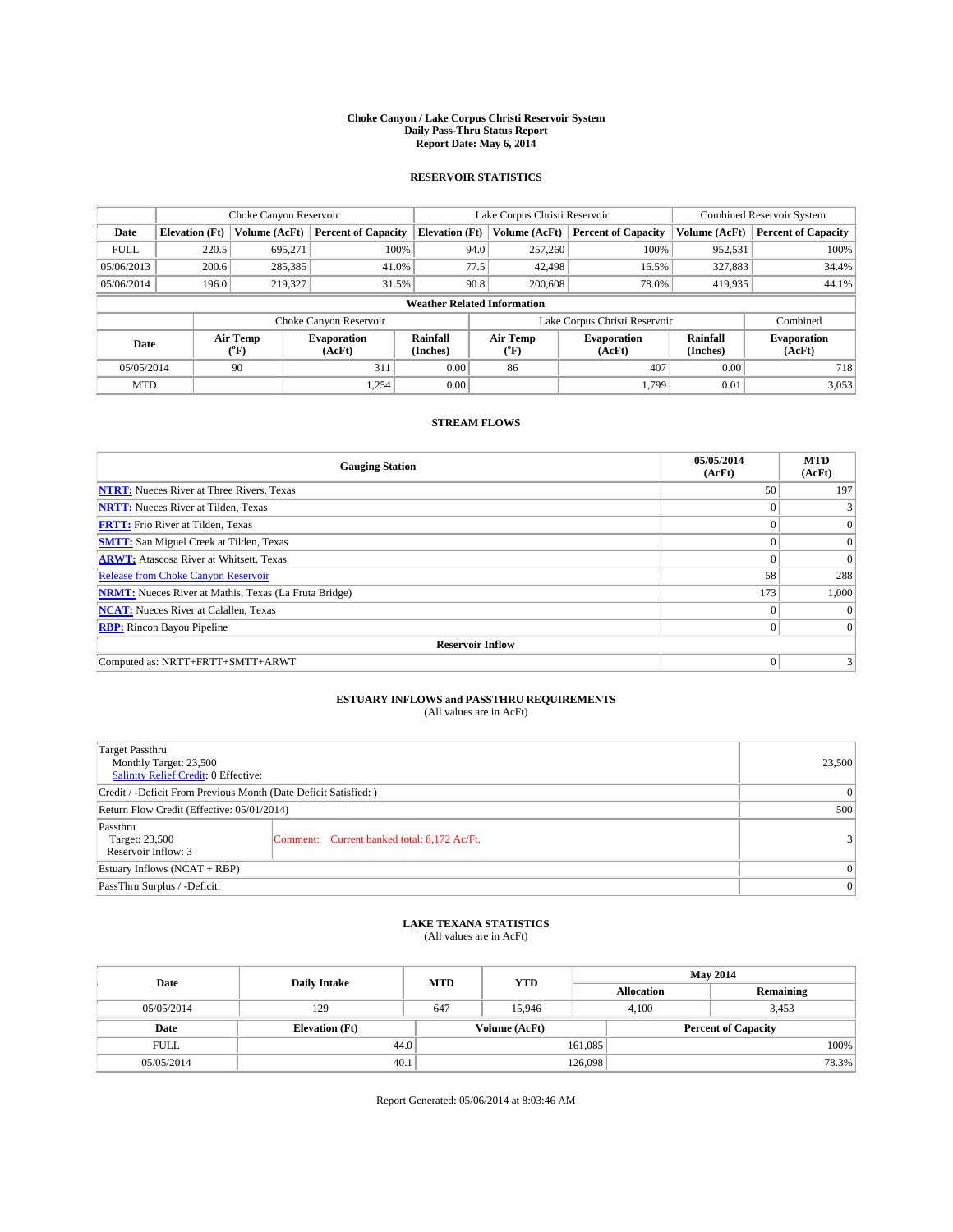**Choke Canyon / Lake Corpus Christi Reservoir System**
**Daily Pass-Thru Status Report**
**Report Date: May 6, 2014**

## RESERVOIR STATISTICS

| | Choke Canyon Reservoir | | | Lake Corpus Christi Reservoir | | | Combined Reservoir System | |
|---|---|---|---|---|---|---|---|---|
| **Date** | **Elevation (Ft)** | **Volume (AcFt)** | **Percent of Capacity** | **Elevation (Ft)** | **Volume (AcFt)** | **Percent of Capacity** | **Volume (AcFt)** | **Percent of Capacity** |
| FULL | 220.5 | 695,271 | 100% | 94.0 | 257,260 | 100% | 952,531 | 100% |
| 05/06/2013 | 200.6 | 285,385 | 41.0% | 77.5 | 42,498 | 16.5% | 327,883 | 34.4% |
| 05/06/2014 | 196.0 | 219,327 | 31.5% | 90.8 | 200,608 | 78.0% | 419,935 | 44.1% |

**Weather Related Information**

| | Choke Canyon Reservoir | | | Lake Corpus Christi Reservoir | | | Combined |
|---|---|---|---|---|---|---|---|
| **Date** | **Air Temp (°F)** | **Evaporation (AcFt)** | **Rainfall (Inches)** | **Air Temp (°F)** | **Evaporation (AcFt)** | **Rainfall (Inches)** | **Evaporation (AcFt)** |
| 05/05/2014 | 90 | 311 | 0.00 | 86 | 407 | 0.00 | 718 |
| MTD | | 1,254 | 0.00 | | 1,799 | 0.01 | 3,053 |

## STREAM FLOWS

| Gauging Station | 05/05/2014 (AcFt) | MTD (AcFt) |
|---|---|---|
| **NTRT:** Nueces River at Three Rivers, Texas | 50 | 197 |
| **NRTT:** Nueces River at Tilden, Texas | 0 | 3 |
| **FRTT:** Frio River at Tilden, Texas | 0 | 0 |
| **SMTT:** San Miguel Creek at Tilden, Texas | 0 | 0 |
| **ARWT:** Atascosa River at Whitsett, Texas | 0 | 0 |
| Release from Choke Canyon Reservoir | 58 | 288 |
| **NRMT:** Nueces River at Mathis, Texas (La Fruta Bridge) | 173 | 1,000 |
| **NCAT:** Nueces River at Calallen, Texas | 0 | 0 |
| **RBP:** Rincon Bayou Pipeline | 0 | 0 |
| **Reservoir Inflow** | | |
| Computed as: NRTT+FRTT+SMTT+ARWT | 0 | 3 |

## ESTUARY INFLOWS and PASSTHRU REQUIREMENTS
(All values are in AcFt)

| | | |
|---|---|---|
| Target Passthru<br>Monthly Target: 23,500<br>Salinity Relief Credit: 0 Effective: | | 23,500 |
| Credit / -Deficit From Previous Month (Date Deficit Satisfied: ) | | 0 |
| Return Flow Credit (Effective: 05/01/2014) | | 500 |
| Passthru<br>Target: 23,500<br>Reservoir Inflow: 3 | Comment: Current banked total: 8,172 Ac/Ft. | 3 |
| Estuary Inflows (NCAT + RBP) | | 0 |
| PassThru Surplus / -Deficit: | | 0 |

## LAKE TEXANA STATISTICS
(All values are in AcFt)

| Date | Daily Intake | MTD | YTD | May 2014 Allocation | May 2014 Remaining |
|---|---|---|---|---|---|
| 05/05/2014 | 129 | 647 | 15,946 | 4,100 | 3,453 |

| Date | Elevation (Ft) | Volume (AcFt) | Percent of Capacity |
|---|---|---|---|
| FULL | 44.0 | 161,085 | 100% |
| 05/05/2014 | 40.1 | 126,098 | 78.3% |

Report Generated: 05/06/2014 at 8:03:46 AM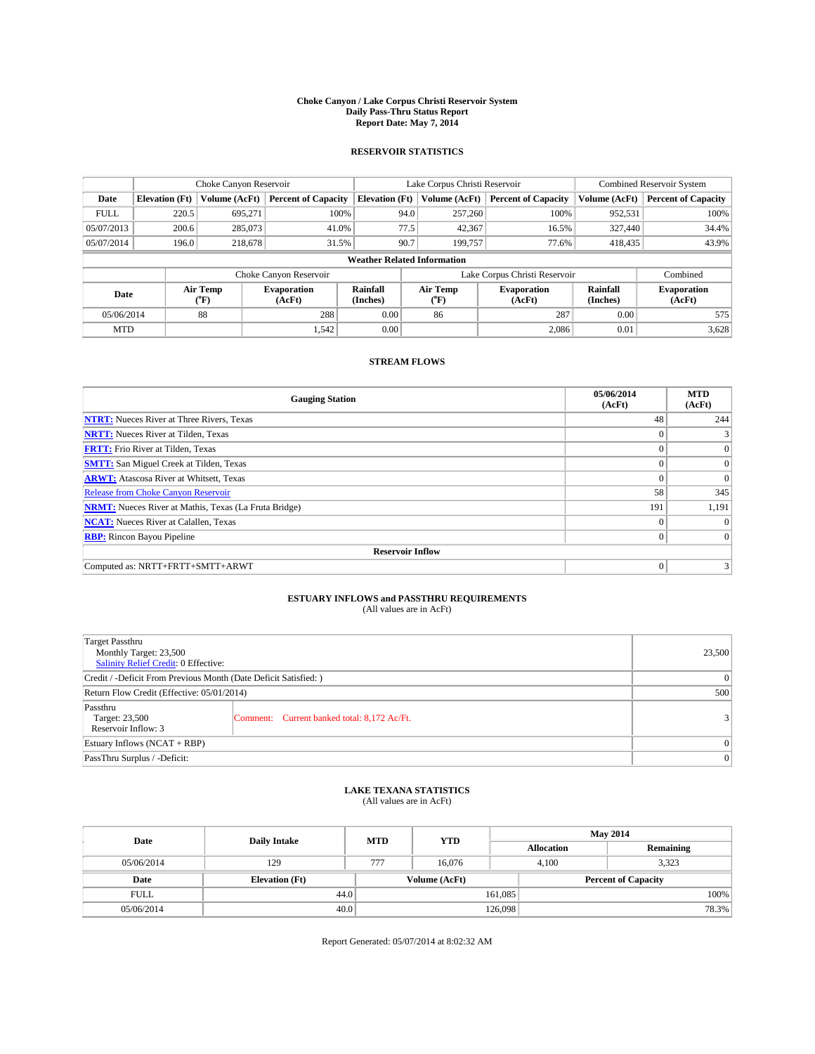**Choke Canyon / Lake Corpus Christi Reservoir System**
**Daily Pass-Thru Status Report**
**Report Date: May 7, 2014**

### RESERVOIR STATISTICS

| | Choke Canyon Reservoir | | | Lake Corpus Christi Reservoir | | | Combined Reservoir System | |
|---|---|---|---|---|---|---|---|---|
| Date | Elevation (Ft) | Volume (AcFt) | Percent of Capacity | Elevation (Ft) | Volume (AcFt) | Percent of Capacity | Volume (AcFt) | Percent of Capacity |
| FULL | 220.5 | 695,271 | 100% | 94.0 | 257,260 | 100% | 952,531 | 100% |
| 05/07/2013 | 200.6 | 285,073 | 41.0% | 77.5 | 42,367 | 16.5% | 327,440 | 34.4% |
| 05/07/2014 | 196.0 | 218,678 | 31.5% | 90.7 | 199,757 | 77.6% | 418,435 | 43.9% |

**Weather Related Information**

| | Choke Canyon Reservoir | | | Lake Corpus Christi Reservoir | | | Combined |
|---|---|---|---|---|---|---|---|
| Date | Air Temp (°F) | Evaporation (AcFt) | Rainfall (Inches) | Air Temp (°F) | Evaporation (AcFt) | Rainfall (Inches) | Evaporation (AcFt) |
| 05/06/2014 | 88 | 288 | 0.00 | 86 | 287 | 0.00 | 575 |
| MTD | | 1,542 | 0.00 | | 2,086 | 0.01 | 3,628 |

### STREAM FLOWS

| Gauging Station | 05/06/2014 (AcFt) | MTD (AcFt) |
|---|---|---|
| **NTRT:** Nueces River at Three Rivers, Texas | 48 | 244 |
| **NRTT:** Nueces River at Tilden, Texas | 0 | 3 |
| **FRTT:** Frio River at Tilden, Texas | 0 | 0 |
| **SMTT:** San Miguel Creek at Tilden, Texas | 0 | 0 |
| **ARWT:** Atascosa River at Whitsett, Texas | 0 | 0 |
| Release from Choke Canyon Reservoir | 58 | 345 |
| **NRMT:** Nueces River at Mathis, Texas (La Fruta Bridge) | 191 | 1,191 |
| **NCAT:** Nueces River at Calallen, Texas | 0 | 0 |
| **RBP:** Rincon Bayou Pipeline | 0 | 0 |
| **Reservoir Inflow** | | |
| Computed as: NRTT+FRTT+SMTT+ARWT | 0 | 3 |

### ESTUARY INFLOWS and PASSTHRU REQUIREMENTS
(All values are in AcFt)

| | |
|---|---|
| Target Passthru<br>Monthly Target: 23,500<br>Salinity Relief Credit: 0 Effective: | 23,500 |
| Credit / -Deficit From Previous Month (Date Deficit Satisfied: ) | 0 |
| Return Flow Credit (Effective: 05/01/2014) | 500 |
| Passthru<br>Target: 23,500<br>Reservoir Inflow: 3 — Comment: Current banked total: 8,172 Ac/Ft. | 3 |
| Estuary Inflows (NCAT + RBP) | 0 |
| PassThru Surplus / -Deficit: | 0 |

### LAKE TEXANA STATISTICS
(All values are in AcFt)

| Date | Daily Intake | MTD | YTD | May 2014 Allocation | May 2014 Remaining |
|---|---|---|---|---|---|
| 05/06/2014 | 129 | 777 | 16,076 | 4,100 | 3,323 |

| Date | Elevation (Ft) | Volume (AcFt) | Percent of Capacity |
|---|---|---|---|
| FULL | 44.0 | 161,085 | 100% |
| 05/06/2014 | 40.0 | 126,098 | 78.3% |

Report Generated: 05/07/2014 at 8:02:32 AM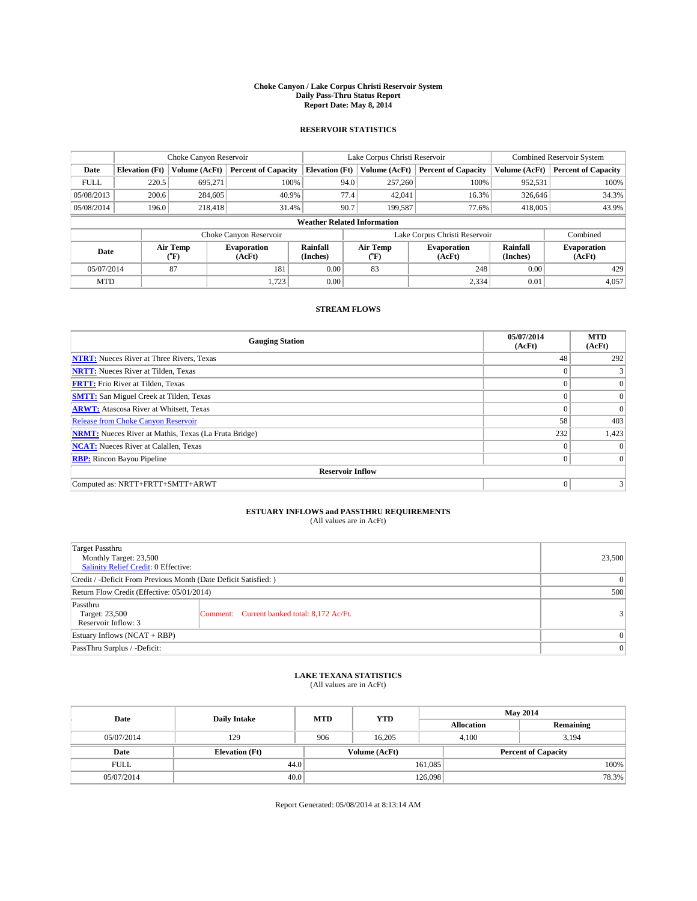**Choke Canyon / Lake Corpus Christi Reservoir System**
**Daily Pass-Thru Status Report**
**Report Date: May 8, 2014**

## RESERVOIR STATISTICS

| | Choke Canyon Reservoir | | | Lake Corpus Christi Reservoir | | | Combined Reservoir System | |
|---|---|---|---|---|---|---|---|---|
| **Date** | **Elevation (Ft)** | **Volume (AcFt)** | **Percent of Capacity** | **Elevation (Ft)** | **Volume (AcFt)** | **Percent of Capacity** | **Volume (AcFt)** | **Percent of Capacity** |
| FULL | 220.5 | 695,271 | 100% | 94.0 | 257,260 | 100% | 952,531 | 100% |
| 05/08/2013 | 200.6 | 284,605 | 40.9% | 77.4 | 42,041 | 16.3% | 326,646 | 34.3% |
| 05/08/2014 | 196.0 | 218,418 | 31.4% | 90.7 | 199,587 | 77.6% | 418,005 | 43.9% |

**Weather Related Information**

| | Choke Canyon Reservoir | | | Lake Corpus Christi Reservoir | | | Combined |
|---|---|---|---|---|---|---|---|
| **Date** | **Air Temp (°F)** | **Evaporation (AcFt)** | **Rainfall (Inches)** | **Air Temp (°F)** | **Evaporation (AcFt)** | **Rainfall (Inches)** | **Evaporation (AcFt)** |
| 05/07/2014 | 87 | 181 | 0.00 | 83 | 248 | 0.00 | 429 |
| MTD | | 1,723 | 0.00 | | 2,334 | 0.01 | 4,057 |

## STREAM FLOWS

| Gauging Station | 05/07/2014 (AcFt) | MTD (AcFt) |
|---|---|---|
| **NTRT:** Nueces River at Three Rivers, Texas | 48 | 292 |
| **NRTT:** Nueces River at Tilden, Texas | 0 | 3 |
| **FRTT:** Frio River at Tilden, Texas | 0 | 0 |
| **SMTT:** San Miguel Creek at Tilden, Texas | 0 | 0 |
| **ARWT:** Atascosa River at Whitsett, Texas | 0 | 0 |
| Release from Choke Canyon Reservoir | 58 | 403 |
| **NRMT:** Nueces River at Mathis, Texas (La Fruta Bridge) | 232 | 1,423 |
| **NCAT:** Nueces River at Calallen, Texas | 0 | 0 |
| **RBP:** Rincon Bayou Pipeline | 0 | 0 |
| **Reservoir Inflow** | | |
| Computed as: NRTT+FRTT+SMTT+ARWT | 0 | 3 |

## ESTUARY INFLOWS and PASSTHRU REQUIREMENTS
(All values are in AcFt)

| | |
|---|---|
| Target Passthru<br>Monthly Target: 23,500<br>Salinity Relief Credit: 0 Effective: | 23,500 |
| Credit / -Deficit From Previous Month (Date Deficit Satisfied: ) | 0 |
| Return Flow Credit (Effective: 05/01/2014) | 500 |
| Passthru<br>Target: 23,500<br>Reservoir Inflow: 3 — Comment: Current banked total: 8,172 Ac/Ft. | 3 |
| Estuary Inflows (NCAT + RBP) | 0 |
| PassThru Surplus / -Deficit: | 0 |

## LAKE TEXANA STATISTICS
(All values are in AcFt)

| Date | Daily Intake | MTD | YTD | May 2014 Allocation | May 2014 Remaining |
|---|---|---|---|---|---|
| 05/07/2014 | 129 | 906 | 16,205 | 4,100 | 3,194 |

| Date | Elevation (Ft) | Volume (AcFt) | Percent of Capacity |
|---|---|---|---|
| FULL | 44.0 | 161,085 | 100% |
| 05/07/2014 | 40.0 | 126,098 | 78.3% |

Report Generated: 05/08/2014 at 8:13:14 AM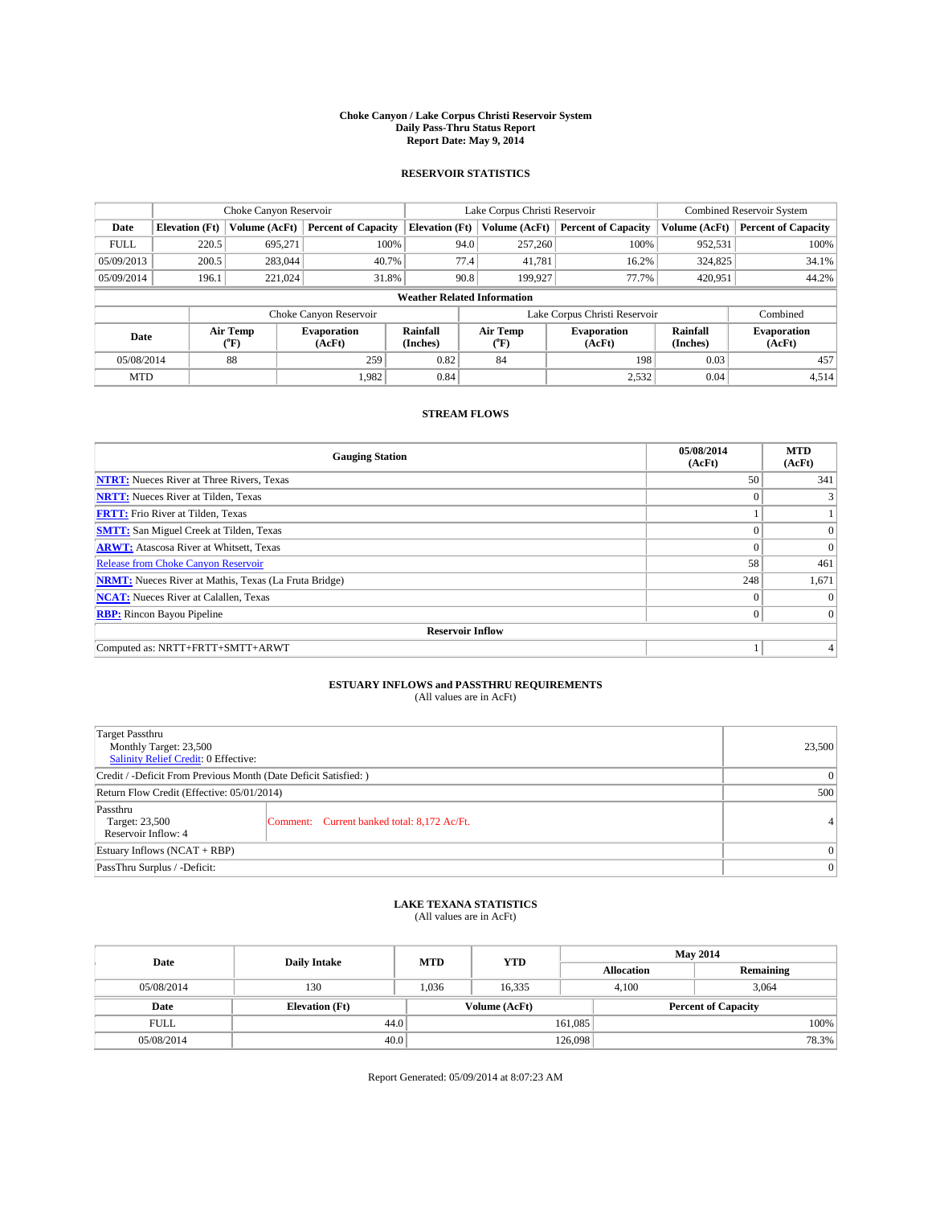**Choke Canyon / Lake Corpus Christi Reservoir System**
**Daily Pass-Thru Status Report**
**Report Date: May 9, 2014**

## RESERVOIR STATISTICS

| | Choke Canyon Reservoir | | | Lake Corpus Christi Reservoir | | | Combined Reservoir System | |
|---|---|---|---|---|---|---|---|---|
| Date | Elevation (Ft) | Volume (AcFt) | Percent of Capacity | Elevation (Ft) | Volume (AcFt) | Percent of Capacity | Volume (AcFt) | Percent of Capacity |
| FULL | 220.5 | 695,271 | 100% | 94.0 | 257,260 | 100% | 952,531 | 100% |
| 05/09/2013 | 200.5 | 283,044 | 40.7% | 77.4 | 41,781 | 16.2% | 324,825 | 34.1% |
| 05/09/2014 | 196.1 | 221,024 | 31.8% | 90.8 | 199,927 | 77.7% | 420,951 | 44.2% |

**Weather Related Information**

| | Choke Canyon Reservoir | | | Lake Corpus Christi Reservoir | | | Combined |
|---|---|---|---|---|---|---|---|
| Date | Air Temp (°F) | Evaporation (AcFt) | Rainfall (Inches) | Air Temp (°F) | Evaporation (AcFt) | Rainfall (Inches) | Evaporation (AcFt) |
| 05/08/2014 | 88 | 259 | 0.82 | 84 | 198 | 0.03 | 457 |
| MTD | | 1,982 | 0.84 | | 2,532 | 0.04 | 4,514 |

## STREAM FLOWS

| Gauging Station | 05/08/2014 (AcFt) | MTD (AcFt) |
|---|---|---|
| NTRT: Nueces River at Three Rivers, Texas | 50 | 341 |
| NRTT: Nueces River at Tilden, Texas | 0 | 3 |
| FRTT: Frio River at Tilden, Texas | 1 | 1 |
| SMTT: San Miguel Creek at Tilden, Texas | 0 | 0 |
| ARWT: Atascosa River at Whitsett, Texas | 0 | 0 |
| Release from Choke Canyon Reservoir | 58 | 461 |
| NRMT: Nueces River at Mathis, Texas (La Fruta Bridge) | 248 | 1,671 |
| NCAT: Nueces River at Calallen, Texas | 0 | 0 |
| RBP: Rincon Bayou Pipeline | 0 | 0 |
| **Reservoir Inflow** | | |
| Computed as: NRTT+FRTT+SMTT+ARWT | 1 | 4 |

## ESTUARY INFLOWS and PASSTHRU REQUIREMENTS

(All values are in AcFt)

| | | |
|---|---|---|
| Target Passthru<br>Monthly Target: 23,500<br>Salinity Relief Credit: 0 Effective: | | 23,500 |
| Credit / -Deficit From Previous Month (Date Deficit Satisfied: ) | | 0 |
| Return Flow Credit (Effective: 05/01/2014) | | 500 |
| Passthru<br>Target: 23,500<br>Reservoir Inflow: 4 | Comment: Current banked total: 8,172 Ac/Ft. | 4 |
| Estuary Inflows (NCAT + RBP) | | 0 |
| PassThru Surplus / -Deficit: | | 0 |

## LAKE TEXANA STATISTICS

(All values are in AcFt)

| Date | Daily Intake | MTD | YTD | May 2014 Allocation | May 2014 Remaining |
|---|---|---|---|---|---|
| 05/08/2014 | 130 | 1,036 | 16,335 | 4,100 | 3,064 |

| Date | Elevation (Ft) | Volume (AcFt) | Percent of Capacity |
|---|---|---|---|
| FULL | 44.0 | 161,085 | 100% |
| 05/08/2014 | 40.0 | 126,098 | 78.3% |

Report Generated: 05/09/2014 at 8:07:23 AM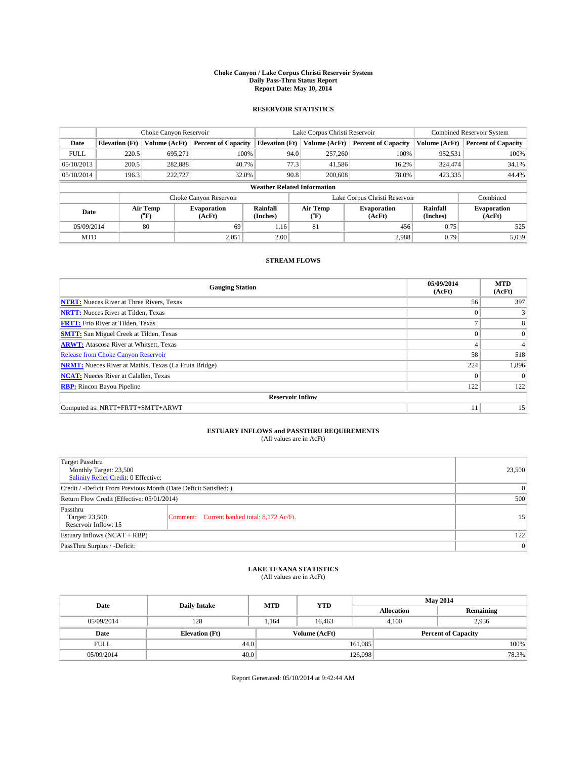# Choke Canyon / Lake Corpus Christi Reservoir System
## Daily Pass-Thru Status Report
## Report Date: May 10, 2014

### RESERVOIR STATISTICS

| | Choke Canyon Reservoir | | | Lake Corpus Christi Reservoir | | | Combined Reservoir System | |
|---|---|---|---|---|---|---|---|---|
| Date | Elevation (Ft) | Volume (AcFt) | Percent of Capacity | Elevation (Ft) | Volume (AcFt) | Percent of Capacity | Volume (AcFt) | Percent of Capacity |
| FULL | 220.5 | 695,271 | 100% | 94.0 | 257,260 | 100% | 952,531 | 100% |
| 05/10/2013 | 200.5 | 282,888 | 40.7% | 77.3 | 41,586 | 16.2% | 324,474 | 34.1% |
| 05/10/2014 | 196.3 | 222,727 | 32.0% | 90.8 | 200,608 | 78.0% | 423,335 | 44.4% |

**Weather Related Information**

| | Choke Canyon Reservoir | | | Lake Corpus Christi Reservoir | | | Combined |
|---|---|---|---|---|---|---|---|
| Date | Air Temp (°F) | Evaporation (AcFt) | Rainfall (Inches) | Air Temp (°F) | Evaporation (AcFt) | Rainfall (Inches) | Evaporation (AcFt) |
| 05/09/2014 | 80 | 69 | 1.16 | 81 | 456 | 0.75 | 525 |
| MTD | | 2,051 | 2.00 | | 2,988 | 0.79 | 5,039 |

### STREAM FLOWS

| Gauging Station | 05/09/2014 (AcFt) | MTD (AcFt) |
|---|---|---|
| NTRT: Nueces River at Three Rivers, Texas | 56 | 397 |
| NRTT: Nueces River at Tilden, Texas | 0 | 3 |
| FRTT: Frio River at Tilden, Texas | 7 | 8 |
| SMTT: San Miguel Creek at Tilden, Texas | 0 | 0 |
| ARWT: Atascosa River at Whitsett, Texas | 4 | 4 |
| Release from Choke Canyon Reservoir | 58 | 518 |
| NRMT: Nueces River at Mathis, Texas (La Fruta Bridge) | 224 | 1,896 |
| NCAT: Nueces River at Calallen, Texas | 0 | 0 |
| RBP: Rincon Bayou Pipeline | 122 | 122 |
| **Reservoir Inflow** | | |
| Computed as: NRTT+FRTT+SMTT+ARWT | 11 | 15 |

### ESTUARY INFLOWS and PASSTHRU REQUIREMENTS
(All values are in AcFt)

| | | |
|---|---|---|
| Target Passthru<br>Monthly Target: 23,500<br>Salinity Relief Credit: 0 Effective: | | 23,500 |
| Credit / -Deficit From Previous Month (Date Deficit Satisfied: ) | | 0 |
| Return Flow Credit (Effective: 05/01/2014) | | 500 |
| Passthru<br>Target: 23,500<br>Reservoir Inflow: 15 | Comment: Current banked total: 8,172 Ac/Ft. | 15 |
| Estuary Inflows (NCAT + RBP) | | 122 |
| PassThru Surplus / -Deficit: | | 0 |

### LAKE TEXANA STATISTICS
(All values are in AcFt)

| Date | Daily Intake | MTD | YTD | May 2014 Allocation | May 2014 Remaining |
|---|---|---|---|---|---|
| 05/09/2014 | 128 | 1,164 | 16,463 | 4,100 | 2,936 |

| Date | Elevation (Ft) | Volume (AcFt) | Percent of Capacity |
|---|---|---|---|
| FULL | 44.0 | 161,085 | 100% |
| 05/09/2014 | 40.0 | 126,098 | 78.3% |

Report Generated: 05/10/2014 at 9:42:44 AM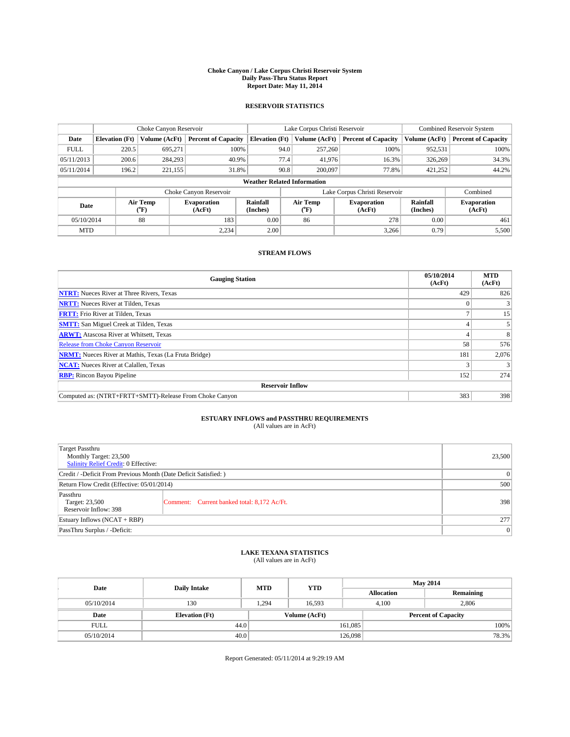# Choke Canyon / Lake Corpus Christi Reservoir System
## Daily Pass-Thru Status Report
## Report Date: May 11, 2014

### RESERVOIR STATISTICS

| | Choke Canyon Reservoir | | | Lake Corpus Christi Reservoir | | | Combined Reservoir System | |
|---|---|---|---|---|---|---|---|---|
| Date | Elevation (Ft) | Volume (AcFt) | Percent of Capacity | Elevation (Ft) | Volume (AcFt) | Percent of Capacity | Volume (AcFt) | Percent of Capacity |
| FULL | 220.5 | 695,271 | 100% | 94.0 | 257,260 | 100% | 952,531 | 100% |
| 05/11/2013 | 200.6 | 284,293 | 40.9% | 77.4 | 41,976 | 16.3% | 326,269 | 34.3% |
| 05/11/2014 | 196.2 | 221,155 | 31.8% | 90.8 | 200,097 | 77.8% | 421,252 | 44.2% |

**Weather Related Information**

| | Choke Canyon Reservoir | | | Lake Corpus Christi Reservoir | | | Combined |
|---|---|---|---|---|---|---|---|
| Date | Air Temp (°F) | Evaporation (AcFt) | Rainfall (Inches) | Air Temp (°F) | Evaporation (AcFt) | Rainfall (Inches) | Evaporation (AcFt) |
| 05/10/2014 | 88 | 183 | 0.00 | 86 | 278 | 0.00 | 461 |
| MTD | | 2,234 | 2.00 | | 3,266 | 0.79 | 5,500 |

### STREAM FLOWS

| Gauging Station | 05/10/2014 (AcFt) | MTD (AcFt) |
|---|---|---|
| NTRT: Nueces River at Three Rivers, Texas | 429 | 826 |
| NRTT: Nueces River at Tilden, Texas | 0 | 3 |
| FRTT: Frio River at Tilden, Texas | 7 | 15 |
| SMTT: San Miguel Creek at Tilden, Texas | 4 | 5 |
| ARWT: Atascosa River at Whitsett, Texas | 4 | 8 |
| Release from Choke Canyon Reservoir | 58 | 576 |
| NRMT: Nueces River at Mathis, Texas (La Fruta Bridge) | 181 | 2,076 |
| NCAT: Nueces River at Calallen, Texas | 3 | 3 |
| RBP: Rincon Bayou Pipeline | 152 | 274 |
| **Reservoir Inflow** | | |
| Computed as: (NTRT+FRTT+SMTT)-Release From Choke Canyon | 383 | 398 |

### ESTUARY INFLOWS and PASSTHRU REQUIREMENTS
(All values are in AcFt)

| | | |
|---|---|---|
| Target Passthru<br>Monthly Target: 23,500<br>Salinity Relief Credit: 0 Effective: | | 23,500 |
| Credit / -Deficit From Previous Month (Date Deficit Satisfied: ) | | 0 |
| Return Flow Credit (Effective: 05/01/2014) | | 500 |
| Passthru<br>Target: 23,500<br>Reservoir Inflow: 398 | Comment: Current banked total: 8,172 Ac/Ft. | 398 |
| Estuary Inflows (NCAT + RBP) | | 277 |
| PassThru Surplus / -Deficit: | | 0 |

### LAKE TEXANA STATISTICS
(All values are in AcFt)

| Date | Daily Intake | MTD | YTD | May 2014 Allocation | May 2014 Remaining |
|---|---|---|---|---|---|
| 05/10/2014 | 130 | 1,294 | 16,593 | 4,100 | 2,806 |

| Date | Elevation (Ft) | Volume (AcFt) | Percent of Capacity |
|---|---|---|---|
| FULL | 44.0 | 161,085 | 100% |
| 05/10/2014 | 40.0 | 126,098 | 78.3% |

Report Generated: 05/11/2014 at 9:29:19 AM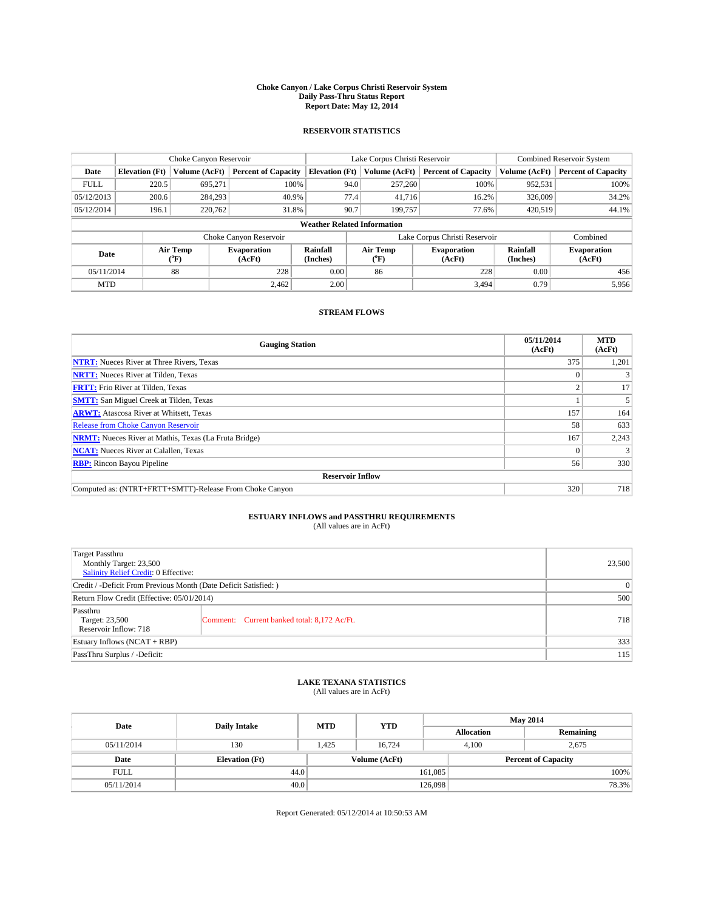# Choke Canyon / Lake Corpus Christi Reservoir System
## Daily Pass-Thru Status Report
### Report Date: May 12, 2014

## RESERVOIR STATISTICS

| | Choke Canyon Reservoir | | | Lake Corpus Christi Reservoir | | | Combined Reservoir System | |
|---|---|---|---|---|---|---|---|---|
| Date | Elevation (Ft) | Volume (AcFt) | Percent of Capacity | Elevation (Ft) | Volume (AcFt) | Percent of Capacity | Volume (AcFt) | Percent of Capacity |
| FULL | 220.5 | 695,271 | 100% | 94.0 | 257,260 | 100% | 952,531 | 100% |
| 05/12/2013 | 200.6 | 284,293 | 40.9% | 77.4 | 41,716 | 16.2% | 326,009 | 34.2% |
| 05/12/2014 | 196.1 | 220,762 | 31.8% | 90.7 | 199,757 | 77.6% | 420,519 | 44.1% |

### Weather Related Information

| | Choke Canyon Reservoir | | | Lake Corpus Christi Reservoir | | | Combined |
|---|---|---|---|---|---|---|---|
| Date | Air Temp (°F) | Evaporation (AcFt) | Rainfall (Inches) | Air Temp (°F) | Evaporation (AcFt) | Rainfall (Inches) | Evaporation (AcFt) |
| 05/11/2014 | 88 | 228 | 0.00 | 86 | 228 | 0.00 | 456 |
| MTD | | 2,462 | 2.00 | | 3,494 | 0.79 | 5,956 |

## STREAM FLOWS

| Gauging Station | 05/11/2014 (AcFt) | MTD (AcFt) |
|---|---|---|
| NTRT: Nueces River at Three Rivers, Texas | 375 | 1,201 |
| NRTT: Nueces River at Tilden, Texas | 0 | 3 |
| FRTT: Frio River at Tilden, Texas | 2 | 17 |
| SMTT: San Miguel Creek at Tilden, Texas | 1 | 5 |
| ARWT: Atascosa River at Whitsett, Texas | 157 | 164 |
| Release from Choke Canyon Reservoir | 58 | 633 |
| NRMT: Nueces River at Mathis, Texas (La Fruta Bridge) | 167 | 2,243 |
| NCAT: Nueces River at Calallen, Texas | 0 | 3 |
| RBP: Rincon Bayou Pipeline | 56 | 330 |
| **Reservoir Inflow** | | |
| Computed as: (NTRT+FRTT+SMTT)-Release From Choke Canyon | 320 | 718 |

## ESTUARY INFLOWS and PASSTHRU REQUIREMENTS
(All values are in AcFt)

| | | |
|---|---|---|
| Target Passthru<br>Monthly Target: 23,500<br>Salinity Relief Credit: 0 Effective: | | 23,500 |
| Credit / -Deficit From Previous Month (Date Deficit Satisfied: ) | | 0 |
| Return Flow Credit (Effective: 05/01/2014) | | 500 |
| Passthru<br>Target: 23,500<br>Reservoir Inflow: 718 | Comment: Current banked total: 8,172 Ac/Ft. | 718 |
| Estuary Inflows (NCAT + RBP) | | 333 |
| PassThru Surplus / -Deficit: | | 115 |

## LAKE TEXANA STATISTICS
(All values are in AcFt)

| Date | Daily Intake | MTD | YTD | May 2014 Allocation | May 2014 Remaining |
|---|---|---|---|---|---|
| 05/11/2014 | 130 | 1,425 | 16,724 | 4,100 | 2,675 |

| Date | Elevation (Ft) | Volume (AcFt) | Percent of Capacity |
|---|---|---|---|
| FULL | 44.0 | 161,085 | 100% |
| 05/11/2014 | 40.0 | 126,098 | 78.3% |

Report Generated: 05/12/2014 at 10:50:53 AM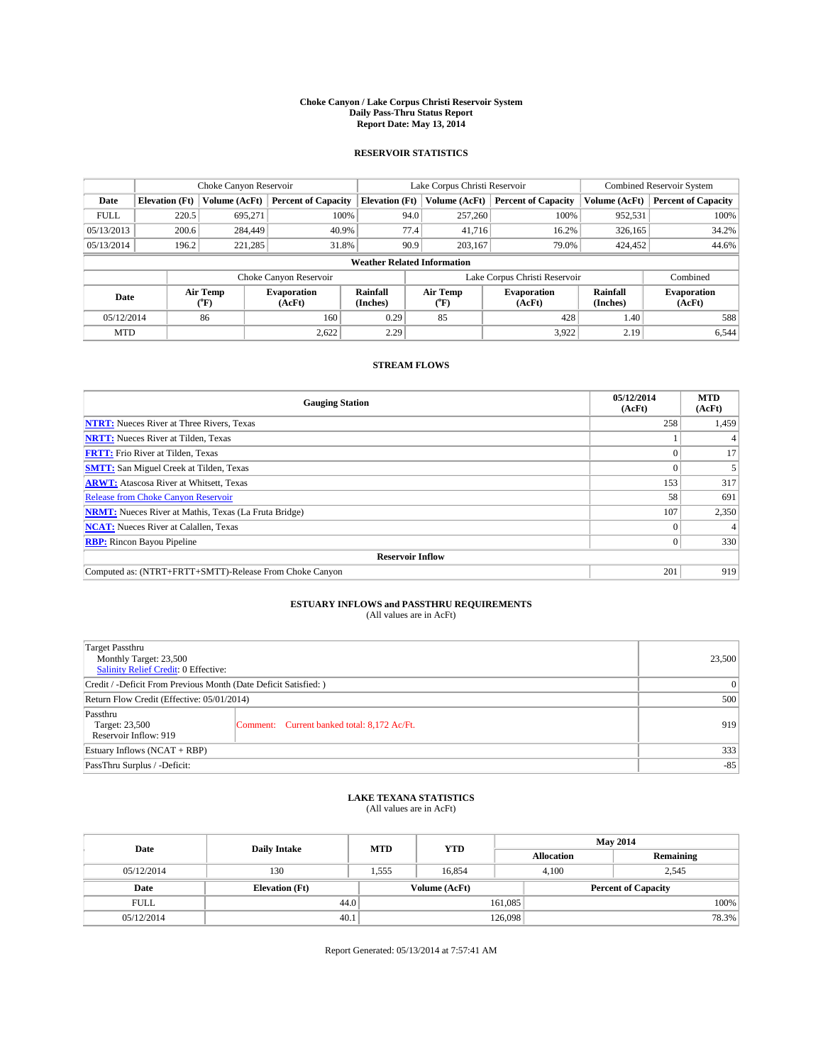**Choke Canyon / Lake Corpus Christi Reservoir System**
**Daily Pass-Thru Status Report**
**Report Date: May 13, 2014**

## RESERVOIR STATISTICS

| | Choke Canyon Reservoir | | | Lake Corpus Christi Reservoir | | | Combined Reservoir System | |
|---|---|---|---|---|---|---|---|---|
| **Date** | **Elevation (Ft)** | **Volume (AcFt)** | **Percent of Capacity** | **Elevation (Ft)** | **Volume (AcFt)** | **Percent of Capacity** | **Volume (AcFt)** | **Percent of Capacity** |
| FULL | 220.5 | 695,271 | 100% | 94.0 | 257,260 | 100% | 952,531 | 100% |
| 05/13/2013 | 200.6 | 284,449 | 40.9% | 77.4 | 41,716 | 16.2% | 326,165 | 34.2% |
| 05/13/2014 | 196.2 | 221,285 | 31.8% | 90.9 | 203,167 | 79.0% | 424,452 | 44.6% |

**Weather Related Information**

| | Choke Canyon Reservoir | | | Lake Corpus Christi Reservoir | | | Combined |
|---|---|---|---|---|---|---|---|
| **Date** | **Air Temp (°F)** | **Evaporation (AcFt)** | **Rainfall (Inches)** | **Air Temp (°F)** | **Evaporation (AcFt)** | **Rainfall (Inches)** | **Evaporation (AcFt)** |
| 05/12/2014 | 86 | 160 | 0.29 | 85 | 428 | 1.40 | 588 |
| MTD | | 2,622 | 2.29 | | 3,922 | 2.19 | 6,544 |

## STREAM FLOWS

| Gauging Station | 05/12/2014 (AcFt) | MTD (AcFt) |
|---|---|---|
| **NTRT:** Nueces River at Three Rivers, Texas | 258 | 1,459 |
| **NRTT:** Nueces River at Tilden, Texas | 1 | 4 |
| **FRTT:** Frio River at Tilden, Texas | 0 | 17 |
| **SMTT:** San Miguel Creek at Tilden, Texas | 0 | 5 |
| **ARWT:** Atascosa River at Whitsett, Texas | 153 | 317 |
| Release from Choke Canyon Reservoir | 58 | 691 |
| **NRMT:** Nueces River at Mathis, Texas (La Fruta Bridge) | 107 | 2,350 |
| **NCAT:** Nueces River at Calallen, Texas | 0 | 4 |
| **RBP:** Rincon Bayou Pipeline | 0 | 330 |
| **Reservoir Inflow** | | |
| Computed as: (NTRT+FRTT+SMTT)-Release From Choke Canyon | 201 | 919 |

## ESTUARY INFLOWS and PASSTHRU REQUIREMENTS

(All values are in AcFt)

| | | |
|---|---|---|
| Target Passthru<br>Monthly Target: 23,500<br>Salinity Relief Credit: 0 Effective: | | 23,500 |
| Credit / -Deficit From Previous Month (Date Deficit Satisfied: ) | | 0 |
| Return Flow Credit (Effective: 05/01/2014) | | 500 |
| Passthru<br>Target: 23,500<br>Reservoir Inflow: 919 | Comment: Current banked total: 8,172 Ac/Ft. | 919 |
| Estuary Inflows (NCAT + RBP) | | 333 |
| PassThru Surplus / -Deficit: | | -85 |

## LAKE TEXANA STATISTICS

(All values are in AcFt)

| Date | Daily Intake | MTD | YTD | May 2014 Allocation | May 2014 Remaining |
|---|---|---|---|---|---|
| 05/12/2014 | 130 | 1,555 | 16,854 | 4,100 | 2,545 |

| Date | Elevation (Ft) | Volume (AcFt) | Percent of Capacity |
|---|---|---|---|
| FULL | 44.0 | 161,085 | 100% |
| 05/12/2014 | 40.1 | 126,098 | 78.3% |

Report Generated: 05/13/2014 at 7:57:41 AM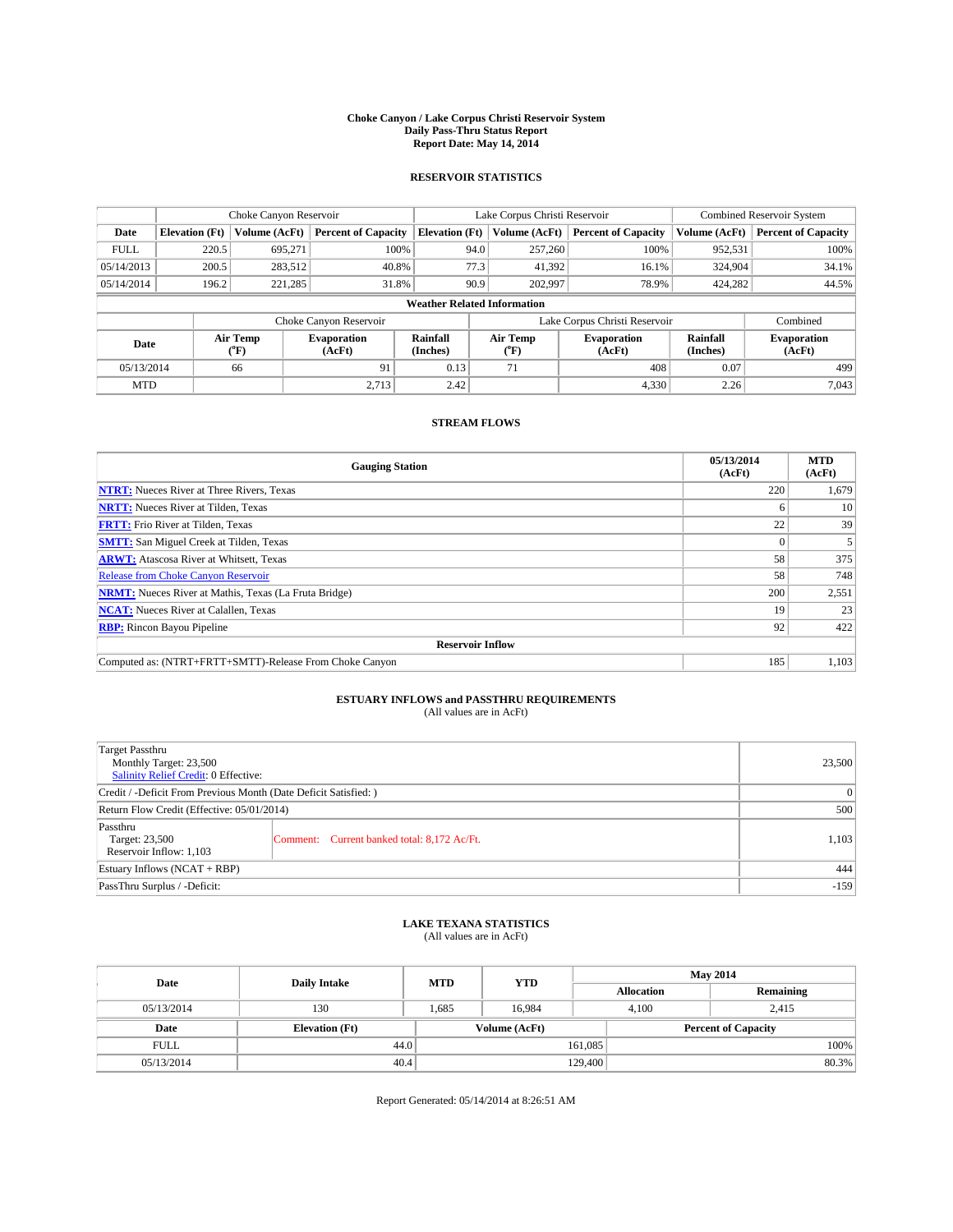**Choke Canyon / Lake Corpus Christi Reservoir System**
**Daily Pass-Thru Status Report**
**Report Date: May 14, 2014**

## RESERVOIR STATISTICS

| | Choke Canyon Reservoir | | | Lake Corpus Christi Reservoir | | | Combined Reservoir System | |
|---|---|---|---|---|---|---|---|---|
| **Date** | **Elevation (Ft)** | **Volume (AcFt)** | **Percent of Capacity** | **Elevation (Ft)** | **Volume (AcFt)** | **Percent of Capacity** | **Volume (AcFt)** | **Percent of Capacity** |
| FULL | 220.5 | 695,271 | 100% | 94.0 | 257,260 | 100% | 952,531 | 100% |
| 05/14/2013 | 200.5 | 283,512 | 40.8% | 77.3 | 41,392 | 16.1% | 324,904 | 34.1% |
| 05/14/2014 | 196.2 | 221,285 | 31.8% | 90.9 | 202,997 | 78.9% | 424,282 | 44.5% |

**Weather Related Information**

| | Choke Canyon Reservoir | | | Lake Corpus Christi Reservoir | | | Combined |
|---|---|---|---|---|---|---|---|
| **Date** | **Air Temp (°F)** | **Evaporation (AcFt)** | **Rainfall (Inches)** | **Air Temp (°F)** | **Evaporation (AcFt)** | **Rainfall (Inches)** | **Evaporation (AcFt)** |
| 05/13/2014 | 66 | 91 | 0.13 | 71 | 408 | 0.07 | 499 |
| MTD | | 2,713 | 2.42 | | 4,330 | 2.26 | 7,043 |

## STREAM FLOWS

| Gauging Station | 05/13/2014 (AcFt) | MTD (AcFt) |
|---|---|---|
| **NTRT:** Nueces River at Three Rivers, Texas | 220 | 1,679 |
| **NRTT:** Nueces River at Tilden, Texas | 6 | 10 |
| **FRTT:** Frio River at Tilden, Texas | 22 | 39 |
| **SMTT:** San Miguel Creek at Tilden, Texas | 0 | 5 |
| **ARWT:** Atascosa River at Whitsett, Texas | 58 | 375 |
| Release from Choke Canyon Reservoir | 58 | 748 |
| **NRMT:** Nueces River at Mathis, Texas (La Fruta Bridge) | 200 | 2,551 |
| **NCAT:** Nueces River at Calallen, Texas | 19 | 23 |
| **RBP:** Rincon Bayou Pipeline | 92 | 422 |
| **Reservoir Inflow** | | |
| Computed as: (NTRT+FRTT+SMTT)-Release From Choke Canyon | 185 | 1,103 |

## ESTUARY INFLOWS and PASSTHRU REQUIREMENTS
(All values are in AcFt)

| | | |
|---|---|---|
| Target Passthru<br>Monthly Target: 23,500<br>Salinity Relief Credit: 0 Effective: | | 23,500 |
| Credit / -Deficit From Previous Month (Date Deficit Satisfied: ) | | 0 |
| Return Flow Credit (Effective: 05/01/2014) | | 500 |
| Passthru<br>Target: 23,500<br>Reservoir Inflow: 1,103 | Comment: Current banked total: 8,172 Ac/Ft. | 1,103 |
| Estuary Inflows (NCAT + RBP) | | 444 |
| PassThru Surplus / -Deficit: | | -159 |

## LAKE TEXANA STATISTICS
(All values are in AcFt)

| Date | Daily Intake | MTD | YTD | May 2014 Allocation | May 2014 Remaining |
|---|---|---|---|---|---|
| 05/13/2014 | 130 | 1,685 | 16,984 | 4,100 | 2,415 |

| Date | Elevation (Ft) | Volume (AcFt) | Percent of Capacity |
|---|---|---|---|
| FULL | 44.0 | 161,085 | 100% |
| 05/13/2014 | 40.4 | 129,400 | 80.3% |

Report Generated: 05/14/2014 at 8:26:51 AM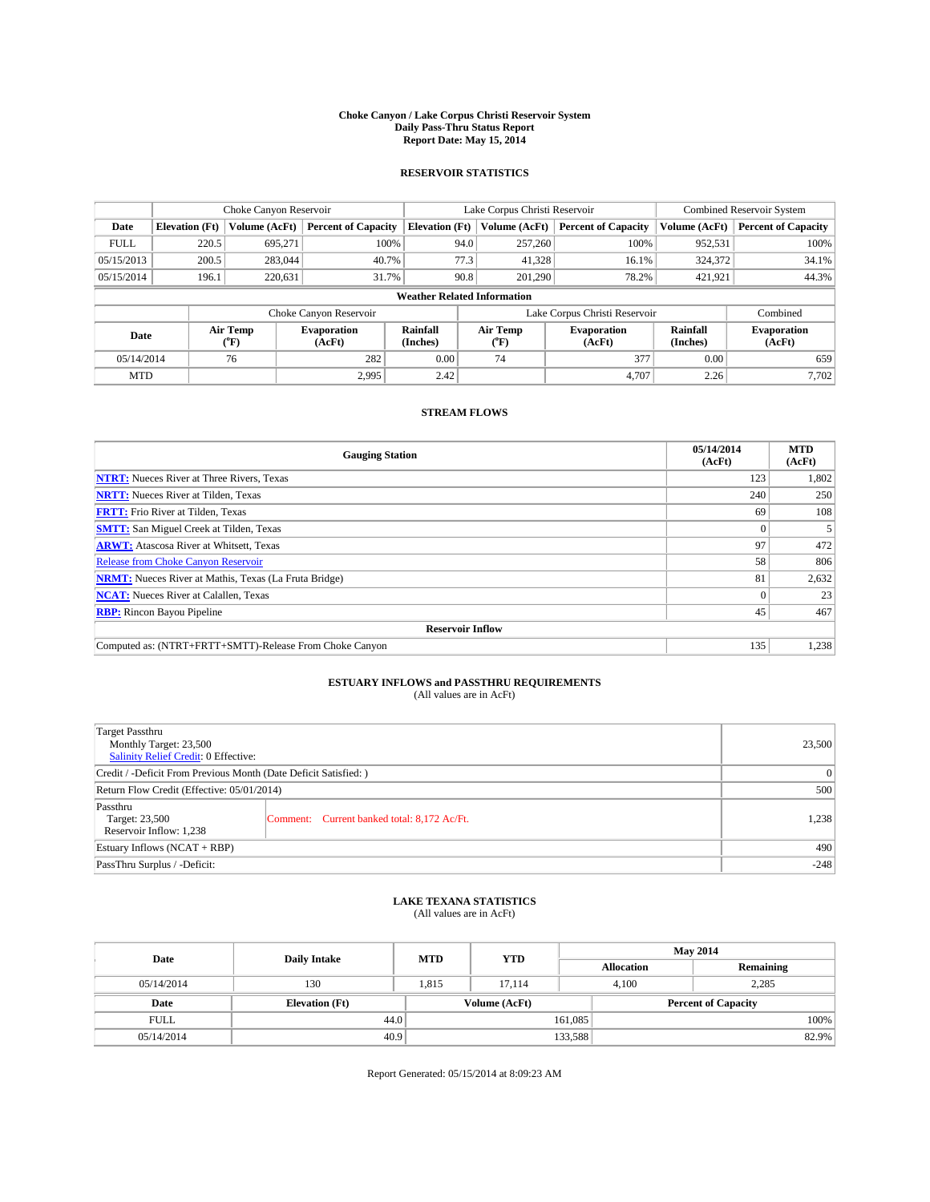# Choke Canyon / Lake Corpus Christi Reservoir System
## Daily Pass-Thru Status Report
### Report Date: May 15, 2014

## RESERVOIR STATISTICS

| | Choke Canyon Reservoir | | | Lake Corpus Christi Reservoir | | | Combined Reservoir System | |
|---|---|---|---|---|---|---|---|---|
| Date | Elevation (Ft) | Volume (AcFt) | Percent of Capacity | Elevation (Ft) | Volume (AcFt) | Percent of Capacity | Volume (AcFt) | Percent of Capacity |
| FULL | 220.5 | 695,271 | 100% | 94.0 | 257,260 | 100% | 952,531 | 100% |
| 05/15/2013 | 200.5 | 283,044 | 40.7% | 77.3 | 41,328 | 16.1% | 324,372 | 34.1% |
| 05/15/2014 | 196.1 | 220,631 | 31.7% | 90.8 | 201,290 | 78.2% | 421,921 | 44.3% |

### Weather Related Information

| | Choke Canyon Reservoir | | | Lake Corpus Christi Reservoir | | | Combined |
|---|---|---|---|---|---|---|---|
| Date | Air Temp (°F) | Evaporation (AcFt) | Rainfall (Inches) | Air Temp (°F) | Evaporation (AcFt) | Rainfall (Inches) | Evaporation (AcFt) |
| 05/14/2014 | 76 | 282 | 0.00 | 74 | 377 | 0.00 | 659 |
| MTD | | 2,995 | 2.42 | | 4,707 | 2.26 | 7,702 |

## STREAM FLOWS

| Gauging Station | 05/14/2014 (AcFt) | MTD (AcFt) |
|---|---|---|
| **NTRT:** Nueces River at Three Rivers, Texas | 123 | 1,802 |
| **NRTT:** Nueces River at Tilden, Texas | 240 | 250 |
| **FRTT:** Frio River at Tilden, Texas | 69 | 108 |
| **SMTT:** San Miguel Creek at Tilden, Texas | 0 | 5 |
| **ARWT:** Atascosa River at Whitsett, Texas | 97 | 472 |
| Release from Choke Canyon Reservoir | 58 | 806 |
| **NRMT:** Nueces River at Mathis, Texas (La Fruta Bridge) | 81 | 2,632 |
| **NCAT:** Nueces River at Calallen, Texas | 0 | 23 |
| **RBP:** Rincon Bayou Pipeline | 45 | 467 |
| **Reservoir Inflow** | | |
| Computed as: (NTRT+FRTT+SMTT)-Release From Choke Canyon | 135 | 1,238 |

## ESTUARY INFLOWS and PASSTHRU REQUIREMENTS
(All values are in AcFt)

| | | |
|---|---|---|
| Target Passthru<br>Monthly Target: 23,500<br>Salinity Relief Credit: 0 Effective: | | 23,500 |
| Credit / -Deficit From Previous Month (Date Deficit Satisfied: ) | | 0 |
| Return Flow Credit (Effective: 05/01/2014) | | 500 |
| Passthru<br>Target: 23,500<br>Reservoir Inflow: 1,238 | Comment: Current banked total: 8,172 Ac/Ft. | 1,238 |
| Estuary Inflows (NCAT + RBP) | | 490 |
| PassThru Surplus / -Deficit: | | -248 |

## LAKE TEXANA STATISTICS
(All values are in AcFt)

| Date | Daily Intake | MTD | YTD | May 2014 Allocation | May 2014 Remaining |
|---|---|---|---|---|---|
| 05/14/2014 | 130 | 1,815 | 17,114 | 4,100 | 2,285 |

| Date | Elevation (Ft) | Volume (AcFt) | Percent of Capacity |
|---|---|---|---|
| FULL | 44.0 | 161,085 | 100% |
| 05/14/2014 | 40.9 | 133,588 | 82.9% |

Report Generated: 05/15/2014 at 8:09:23 AM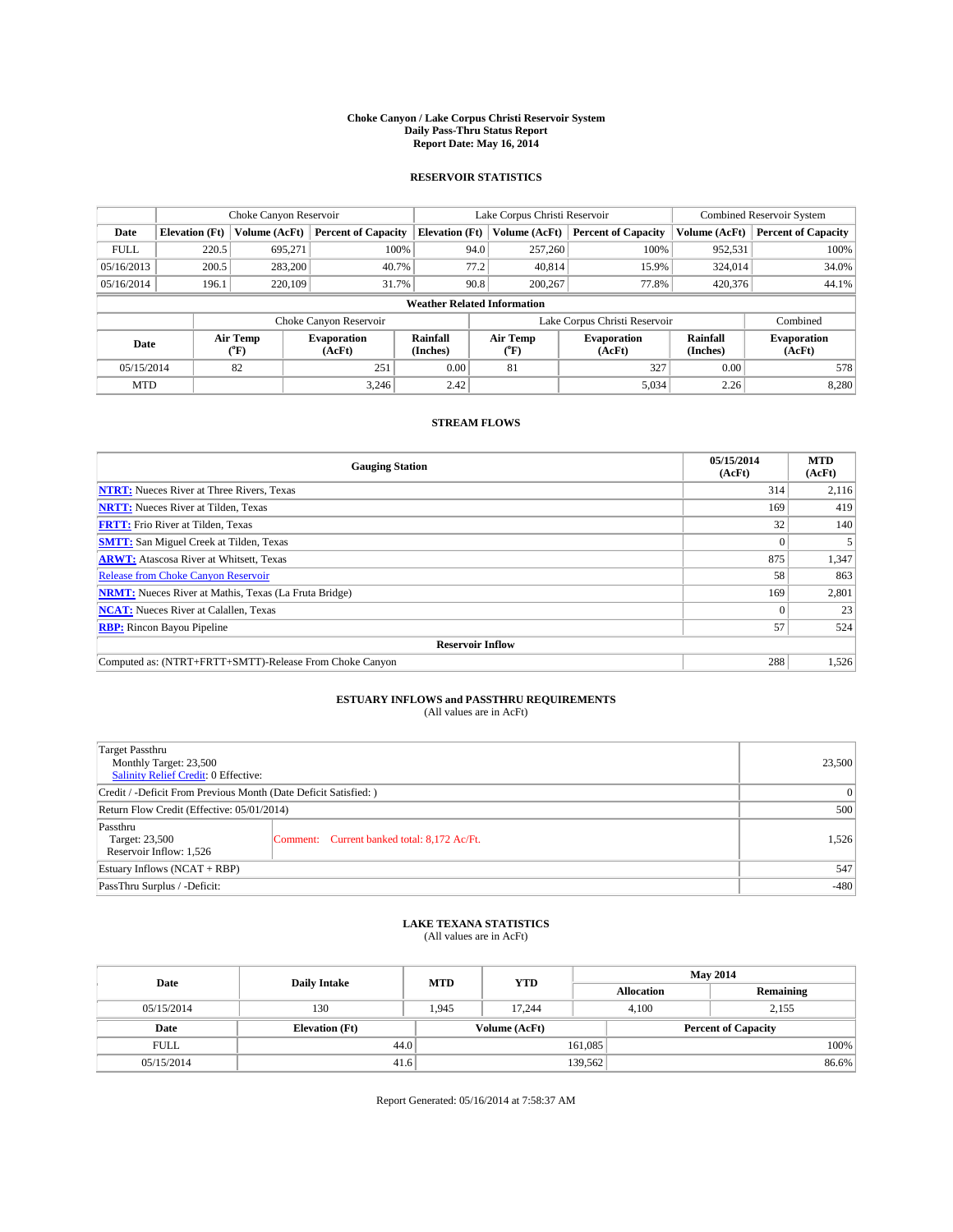# Choke Canyon / Lake Corpus Christi Reservoir System
## Daily Pass-Thru Status Report
### Report Date: May 16, 2014

## RESERVOIR STATISTICS

| | Choke Canyon Reservoir | | | Lake Corpus Christi Reservoir | | | Combined Reservoir System | |
|---|---|---|---|---|---|---|---|---|
| Date | Elevation (Ft) | Volume (AcFt) | Percent of Capacity | Elevation (Ft) | Volume (AcFt) | Percent of Capacity | Volume (AcFt) | Percent of Capacity |
| FULL | 220.5 | 695,271 | 100% | 94.0 | 257,260 | 100% | 952,531 | 100% |
| 05/16/2013 | 200.5 | 283,200 | 40.7% | 77.2 | 40,814 | 15.9% | 324,014 | 34.0% |
| 05/16/2014 | 196.1 | 220,109 | 31.7% | 90.8 | 200,267 | 77.8% | 420,376 | 44.1% |

**Weather Related Information**

| | Choke Canyon Reservoir | | | Lake Corpus Christi Reservoir | | | Combined |
|---|---|---|---|---|---|---|---|
| Date | Air Temp (°F) | Evaporation (AcFt) | Rainfall (Inches) | Air Temp (°F) | Evaporation (AcFt) | Rainfall (Inches) | Evaporation (AcFt) |
| 05/15/2014 | 82 | 251 | 0.00 | 81 | 327 | 0.00 | 578 |
| MTD | | 3,246 | 2.42 | | 5,034 | 2.26 | 8,280 |

## STREAM FLOWS

| Gauging Station | 05/15/2014 (AcFt) | MTD (AcFt) |
|---|---|---|
| **NTRT:** Nueces River at Three Rivers, Texas | 314 | 2,116 |
| **NRTT:** Nueces River at Tilden, Texas | 169 | 419 |
| **FRTT:** Frio River at Tilden, Texas | 32 | 140 |
| **SMTT:** San Miguel Creek at Tilden, Texas | 0 | 5 |
| **ARWT:** Atascosa River at Whitsett, Texas | 875 | 1,347 |
| Release from Choke Canyon Reservoir | 58 | 863 |
| **NRMT:** Nueces River at Mathis, Texas (La Fruta Bridge) | 169 | 2,801 |
| **NCAT:** Nueces River at Calallen, Texas | 0 | 23 |
| **RBP:** Rincon Bayou Pipeline | 57 | 524 |
| **Reservoir Inflow** | | |
| Computed as: (NTRT+FRTT+SMTT)-Release From Choke Canyon | 288 | 1,526 |

## ESTUARY INFLOWS and PASSTHRU REQUIREMENTS
(All values are in AcFt)

| | | |
|---|---|---|
| Target Passthru<br>Monthly Target: 23,500<br>Salinity Relief Credit: 0 Effective: | | 23,500 |
| Credit / -Deficit From Previous Month (Date Deficit Satisfied: ) | | 0 |
| Return Flow Credit (Effective: 05/01/2014) | | 500 |
| Passthru<br>Target: 23,500<br>Reservoir Inflow: 1,526 | Comment: Current banked total: 8,172 Ac/Ft. | 1,526 |
| Estuary Inflows (NCAT + RBP) | | 547 |
| PassThru Surplus / -Deficit: | | -480 |

## LAKE TEXANA STATISTICS
(All values are in AcFt)

| Date | Daily Intake | MTD | YTD | May 2014 Allocation | May 2014 Remaining |
|---|---|---|---|---|---|
| 05/15/2014 | 130 | 1,945 | 17,244 | 4,100 | 2,155 |

| Date | Elevation (Ft) | Volume (AcFt) | Percent of Capacity |
|---|---|---|---|
| FULL | 44.0 | 161,085 | 100% |
| 05/15/2014 | 41.6 | 139,562 | 86.6% |

Report Generated: 05/16/2014 at 7:58:37 AM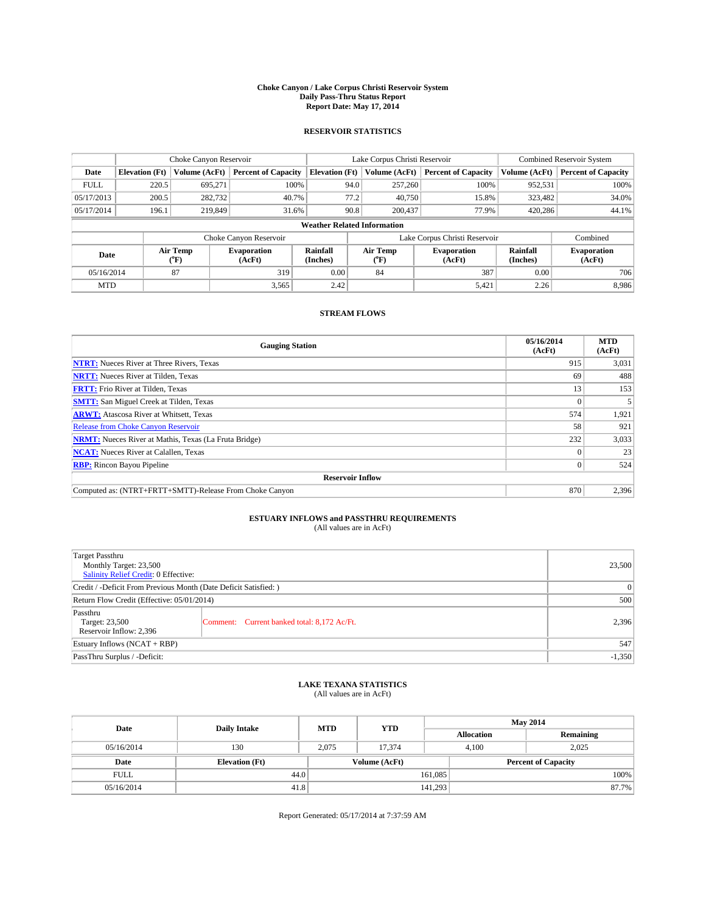# Choke Canyon / Lake Corpus Christi Reservoir System
## Daily Pass-Thru Status Report
### Report Date: May 17, 2014

## RESERVOIR STATISTICS

| | Choke Canyon Reservoir | | | Lake Corpus Christi Reservoir | | | Combined Reservoir System | |
|---|---|---|---|---|---|---|---|---|
| Date | Elevation (Ft) | Volume (AcFt) | Percent of Capacity | Elevation (Ft) | Volume (AcFt) | Percent of Capacity | Volume (AcFt) | Percent of Capacity |
| FULL | 220.5 | 695,271 | 100% | 94.0 | 257,260 | 100% | 952,531 | 100% |
| 05/17/2013 | 200.5 | 282,732 | 40.7% | 77.2 | 40,750 | 15.8% | 323,482 | 34.0% |
| 05/17/2014 | 196.1 | 219,849 | 31.6% | 90.8 | 200,437 | 77.9% | 420,286 | 44.1% |

**Weather Related Information**

| | Choke Canyon Reservoir | | | Lake Corpus Christi Reservoir | | | Combined |
|---|---|---|---|---|---|---|---|
| Date | Air Temp (°F) | Evaporation (AcFt) | Rainfall (Inches) | Air Temp (°F) | Evaporation (AcFt) | Rainfall (Inches) | Evaporation (AcFt) |
| 05/16/2014 | 87 | 319 | 0.00 | 84 | 387 | 0.00 | 706 |
| MTD | | 3,565 | 2.42 | | 5,421 | 2.26 | 8,986 |

## STREAM FLOWS

| Gauging Station | 05/16/2014 (AcFt) | MTD (AcFt) |
|---|---|---|
| **NTRT:** Nueces River at Three Rivers, Texas | 915 | 3,031 |
| **NRTT:** Nueces River at Tilden, Texas | 69 | 488 |
| **FRTT:** Frio River at Tilden, Texas | 13 | 153 |
| **SMTT:** San Miguel Creek at Tilden, Texas | 0 | 5 |
| **ARWT:** Atascosa River at Whitsett, Texas | 574 | 1,921 |
| Release from Choke Canyon Reservoir | 58 | 921 |
| **NRMT:** Nueces River at Mathis, Texas (La Fruta Bridge) | 232 | 3,033 |
| **NCAT:** Nueces River at Calallen, Texas | 0 | 23 |
| **RBP:** Rincon Bayou Pipeline | 0 | 524 |
| **Reservoir Inflow** | | |
| Computed as: (NTRT+FRTT+SMTT)-Release From Choke Canyon | 870 | 2,396 |

## ESTUARY INFLOWS and PASSTHRU REQUIREMENTS
(All values are in AcFt)

| | |
|---|---|
| Target Passthru<br>Monthly Target: 23,500<br>Salinity Relief Credit: 0 Effective: | 23,500 |
| Credit / -Deficit From Previous Month (Date Deficit Satisfied: ) | 0 |
| Return Flow Credit (Effective: 05/01/2014) | 500 |
| Passthru<br>Target: 23,500<br>Reservoir Inflow: 2,396 — Comment: Current banked total: 8,172 Ac/Ft. | 2,396 |
| Estuary Inflows (NCAT + RBP) | 547 |
| PassThru Surplus / -Deficit: | -1,350 |

## LAKE TEXANA STATISTICS
(All values are in AcFt)

| Date | Daily Intake | MTD | YTD | May 2014 Allocation | May 2014 Remaining |
|---|---|---|---|---|---|
| 05/16/2014 | 130 | 2,075 | 17,374 | 4,100 | 2,025 |

| Date | Elevation (Ft) | Volume (AcFt) | Percent of Capacity |
|---|---|---|---|
| FULL | 44.0 | 161,085 | 100% |
| 05/16/2014 | 41.8 | 141,293 | 87.7% |

Report Generated: 05/17/2014 at 7:37:59 AM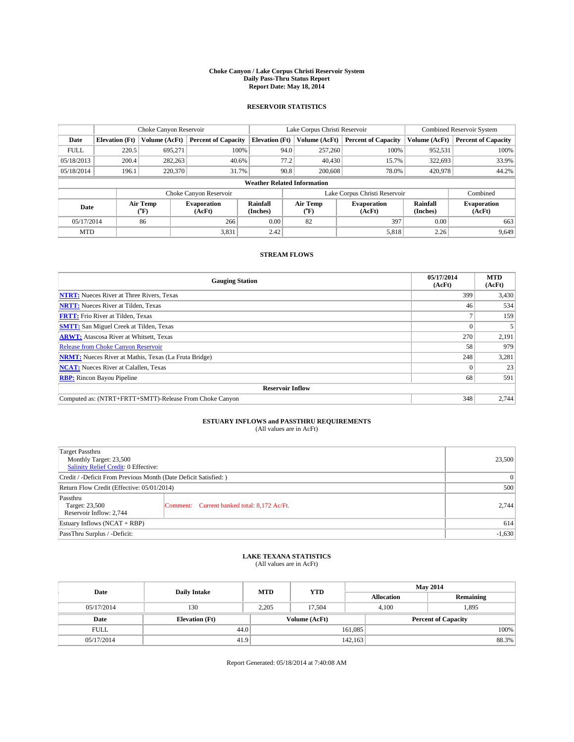**Choke Canyon / Lake Corpus Christi Reservoir System**
**Daily Pass-Thru Status Report**
**Report Date: May 18, 2014**

## RESERVOIR STATISTICS

| | Choke Canyon Reservoir | | | Lake Corpus Christi Reservoir | | | Combined Reservoir System | |
|---|---|---|---|---|---|---|---|---|
| **Date** | **Elevation (Ft)** | **Volume (AcFt)** | **Percent of Capacity** | **Elevation (Ft)** | **Volume (AcFt)** | **Percent of Capacity** | **Volume (AcFt)** | **Percent of Capacity** |
| FULL | 220.5 | 695,271 | 100% | 94.0 | 257,260 | 100% | 952,531 | 100% |
| 05/18/2013 | 200.4 | 282,263 | 40.6% | 77.2 | 40,430 | 15.7% | 322,693 | 33.9% |
| 05/18/2014 | 196.1 | 220,370 | 31.7% | 90.8 | 200,608 | 78.0% | 420,978 | 44.2% |

**Weather Related Information**

| | Choke Canyon Reservoir | | | Lake Corpus Christi Reservoir | | | Combined |
|---|---|---|---|---|---|---|---|
| **Date** | **Air Temp (°F)** | **Evaporation (AcFt)** | **Rainfall (Inches)** | **Air Temp (°F)** | **Evaporation (AcFt)** | **Rainfall (Inches)** | **Evaporation (AcFt)** |
| 05/17/2014 | 86 | 266 | 0.00 | 82 | 397 | 0.00 | 663 |
| MTD | | 3,831 | 2.42 | | 5,818 | 2.26 | 9,649 |

## STREAM FLOWS

| Gauging Station | 05/17/2014 (AcFt) | MTD (AcFt) |
|---|---|---|
| **NTRT:** Nueces River at Three Rivers, Texas | 399 | 3,430 |
| **NRTT:** Nueces River at Tilden, Texas | 46 | 534 |
| **FRTT:** Frio River at Tilden, Texas | 7 | 159 |
| **SMTT:** San Miguel Creek at Tilden, Texas | 0 | 5 |
| **ARWT:** Atascosa River at Whitsett, Texas | 270 | 2,191 |
| Release from Choke Canyon Reservoir | 58 | 979 |
| **NRMT:** Nueces River at Mathis, Texas (La Fruta Bridge) | 248 | 3,281 |
| **NCAT:** Nueces River at Calallen, Texas | 0 | 23 |
| **RBP:** Rincon Bayou Pipeline | 68 | 591 |
| **Reservoir Inflow** | | |
| Computed as: (NTRT+FRTT+SMTT)-Release From Choke Canyon | 348 | 2,744 |

## ESTUARY INFLOWS and PASSTHRU REQUIREMENTS
(All values are in AcFt)

| | | |
|---|---|---|
| Target Passthru<br>Monthly Target: 23,500<br>Salinity Relief Credit: 0 Effective: | | 23,500 |
| Credit / -Deficit From Previous Month (Date Deficit Satisfied: ) | | 0 |
| Return Flow Credit (Effective: 05/01/2014) | | 500 |
| Passthru<br>Target: 23,500<br>Reservoir Inflow: 2,744 | Comment: Current banked total: 8,172 Ac/Ft. | 2,744 |
| Estuary Inflows (NCAT + RBP) | | 614 |
| PassThru Surplus / -Deficit: | | -1,630 |

## LAKE TEXANA STATISTICS
(All values are in AcFt)

| Date | Daily Intake | MTD | YTD | May 2014 Allocation | May 2014 Remaining |
|---|---|---|---|---|---|
| 05/17/2014 | 130 | 2,205 | 17,504 | 4,100 | 1,895 |

| Date | Elevation (Ft) | Volume (AcFt) | Percent of Capacity |
|---|---|---|---|
| FULL | 44.0 | 161,085 | 100% |
| 05/17/2014 | 41.9 | 142,163 | 88.3% |

Report Generated: 05/18/2014 at 7:40:08 AM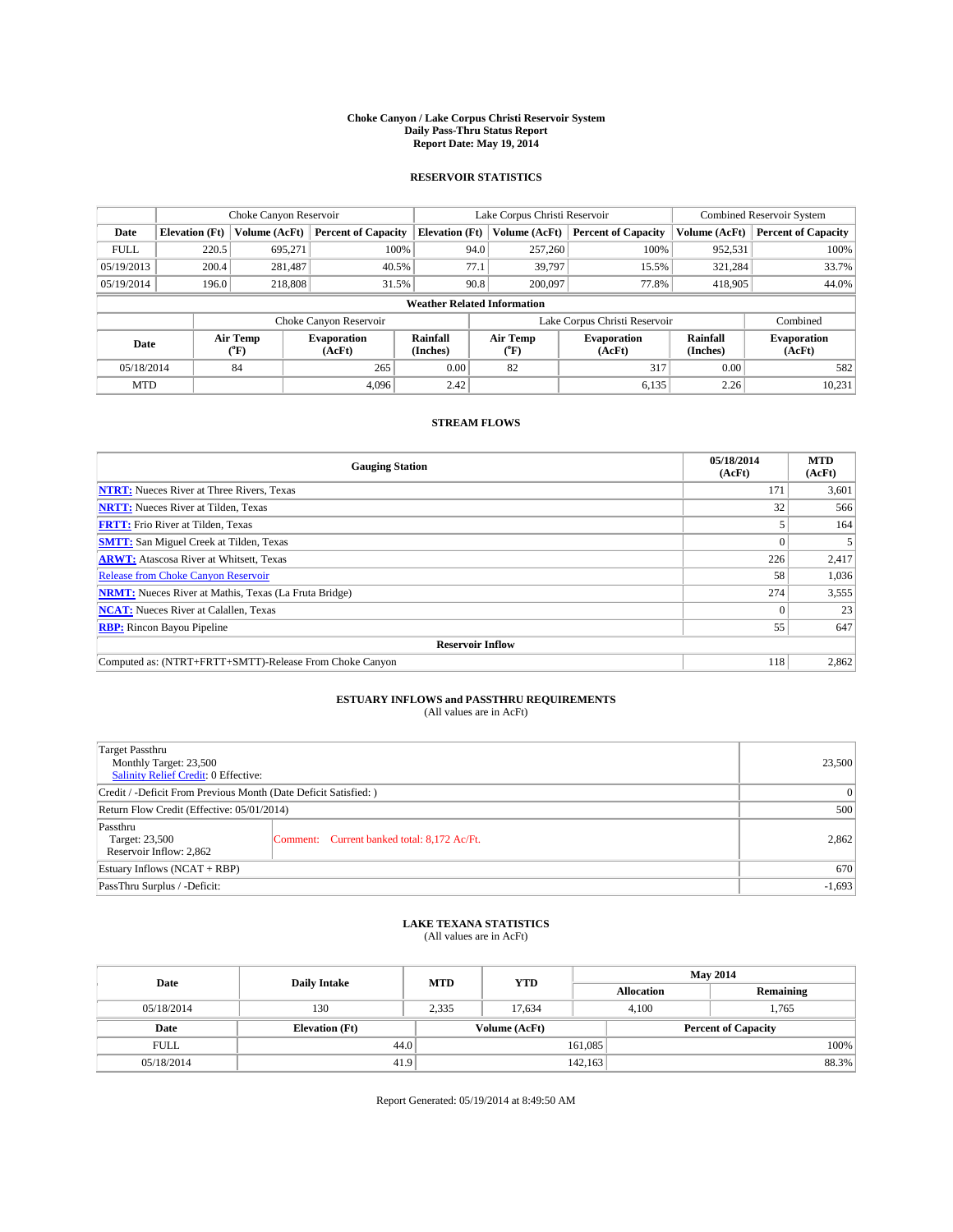**Choke Canyon / Lake Corpus Christi Reservoir System**
**Daily Pass-Thru Status Report**
**Report Date: May 19, 2014**

## RESERVOIR STATISTICS

| | Choke Canyon Reservoir | | | Lake Corpus Christi Reservoir | | | Combined Reservoir System | |
|---|---|---|---|---|---|---|---|---|
| Date | Elevation (Ft) | Volume (AcFt) | Percent of Capacity | Elevation (Ft) | Volume (AcFt) | Percent of Capacity | Volume (AcFt) | Percent of Capacity |
| FULL | 220.5 | 695,271 | 100% | 94.0 | 257,260 | 100% | 952,531 | 100% |
| 05/19/2013 | 200.4 | 281,487 | 40.5% | 77.1 | 39,797 | 15.5% | 321,284 | 33.7% |
| 05/19/2014 | 196.0 | 218,808 | 31.5% | 90.8 | 200,097 | 77.8% | 418,905 | 44.0% |

**Weather Related Information**

| | Choke Canyon Reservoir | | | Lake Corpus Christi Reservoir | | | Combined |
|---|---|---|---|---|---|---|---|
| Date | Air Temp (°F) | Evaporation (AcFt) | Rainfall (Inches) | Air Temp (°F) | Evaporation (AcFt) | Rainfall (Inches) | Evaporation (AcFt) |
| 05/18/2014 | 84 | 265 | 0.00 | 82 | 317 | 0.00 | 582 |
| MTD | | 4,096 | 2.42 | | 6,135 | 2.26 | 10,231 |

## STREAM FLOWS

| Gauging Station | 05/18/2014 (AcFt) | MTD (AcFt) |
|---|---|---|
| NTRT: Nueces River at Three Rivers, Texas | 171 | 3,601 |
| NRTT: Nueces River at Tilden, Texas | 32 | 566 |
| FRTT: Frio River at Tilden, Texas | 5 | 164 |
| SMTT: San Miguel Creek at Tilden, Texas | 0 | 5 |
| ARWT: Atascosa River at Whitsett, Texas | 226 | 2,417 |
| Release from Choke Canyon Reservoir | 58 | 1,036 |
| NRMT: Nueces River at Mathis, Texas (La Fruta Bridge) | 274 | 3,555 |
| NCAT: Nueces River at Calallen, Texas | 0 | 23 |
| RBP: Rincon Bayou Pipeline | 55 | 647 |
| **Reservoir Inflow** | | |
| Computed as: (NTRT+FRTT+SMTT)-Release From Choke Canyon | 118 | 2,862 |

## ESTUARY INFLOWS and PASSTHRU REQUIREMENTS
(All values are in AcFt)

| | | |
|---|---|---|
| Target Passthru<br>Monthly Target: 23,500<br>Salinity Relief Credit: 0 Effective: | | 23,500 |
| Credit / -Deficit From Previous Month (Date Deficit Satisfied: ) | | 0 |
| Return Flow Credit (Effective: 05/01/2014) | | 500 |
| Passthru<br>Target: 23,500<br>Reservoir Inflow: 2,862 | Comment: Current banked total: 8,172 Ac/Ft. | 2,862 |
| Estuary Inflows (NCAT + RBP) | | 670 |
| PassThru Surplus / -Deficit: | | -1,693 |

## LAKE TEXANA STATISTICS
(All values are in AcFt)

| Date | Daily Intake | MTD | YTD | May 2014 Allocation | May 2014 Remaining |
|---|---|---|---|---|---|
| 05/18/2014 | 130 | 2,335 | 17,634 | 4,100 | 1,765 |

| Date | Elevation (Ft) | Volume (AcFt) | Percent of Capacity |
|---|---|---|---|
| FULL | 44.0 | 161,085 | 100% |
| 05/18/2014 | 41.9 | 142,163 | 88.3% |

Report Generated: 05/19/2014 at 8:49:50 AM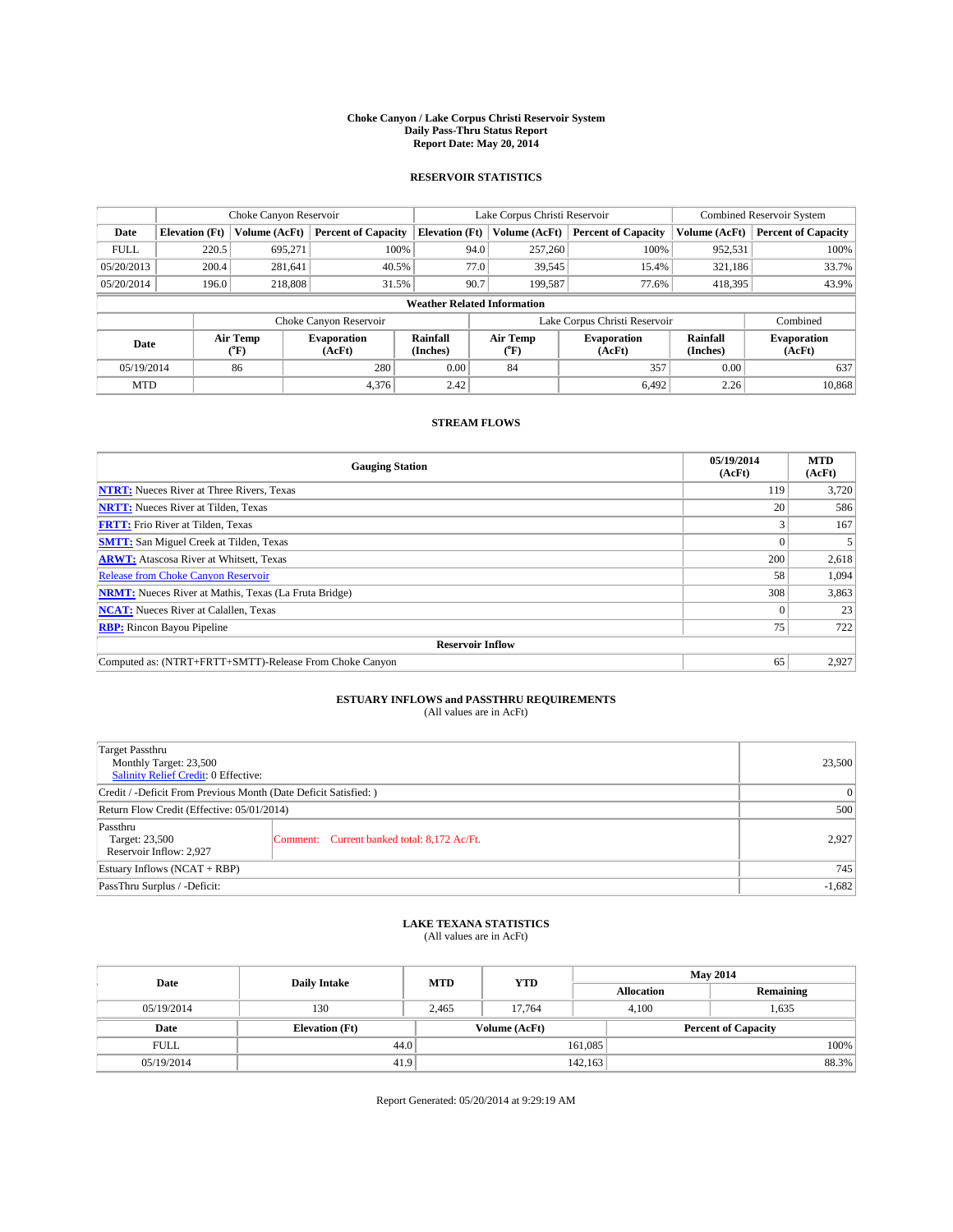# Choke Canyon / Lake Corpus Christi Reservoir System
## Daily Pass-Thru Status Report
## Report Date: May 20, 2014

### RESERVOIR STATISTICS

| | Choke Canyon Reservoir | | | Lake Corpus Christi Reservoir | | | Combined Reservoir System | |
|---|---|---|---|---|---|---|---|---|
| Date | Elevation (Ft) | Volume (AcFt) | Percent of Capacity | Elevation (Ft) | Volume (AcFt) | Percent of Capacity | Volume (AcFt) | Percent of Capacity |
| FULL | 220.5 | 695,271 | 100% | 94.0 | 257,260 | 100% | 952,531 | 100% |
| 05/20/2013 | 200.4 | 281,641 | 40.5% | 77.0 | 39,545 | 15.4% | 321,186 | 33.7% |
| 05/20/2014 | 196.0 | 218,808 | 31.5% | 90.7 | 199,587 | 77.6% | 418,395 | 43.9% |

**Weather Related Information**

| | Choke Canyon Reservoir | | | Lake Corpus Christi Reservoir | | | Combined |
|---|---|---|---|---|---|---|---|
| Date | Air Temp (°F) | Evaporation (AcFt) | Rainfall (Inches) | Air Temp (°F) | Evaporation (AcFt) | Rainfall (Inches) | Evaporation (AcFt) |
| 05/19/2014 | 86 | 280 | 0.00 | 84 | 357 | 0.00 | 637 |
| MTD | | 4,376 | 2.42 | | 6,492 | 2.26 | 10,868 |

### STREAM FLOWS

| Gauging Station | 05/19/2014 (AcFt) | MTD (AcFt) |
|---|---|---|
| NTRT: Nueces River at Three Rivers, Texas | 119 | 3,720 |
| NRTT: Nueces River at Tilden, Texas | 20 | 586 |
| FRTT: Frio River at Tilden, Texas | 3 | 167 |
| SMTT: San Miguel Creek at Tilden, Texas | 0 | 5 |
| ARWT: Atascosa River at Whitsett, Texas | 200 | 2,618 |
| Release from Choke Canyon Reservoir | 58 | 1,094 |
| NRMT: Nueces River at Mathis, Texas (La Fruta Bridge) | 308 | 3,863 |
| NCAT: Nueces River at Calallen, Texas | 0 | 23 |
| RBP: Rincon Bayou Pipeline | 75 | 722 |
| **Reservoir Inflow** | | |
| Computed as: (NTRT+FRTT+SMTT)-Release From Choke Canyon | 65 | 2,927 |

### ESTUARY INFLOWS and PASSTHRU REQUIREMENTS
(All values are in AcFt)

| | | |
|---|---|---|
| Target Passthru<br>Monthly Target: 23,500<br>Salinity Relief Credit: 0 Effective: | | 23,500 |
| Credit / -Deficit From Previous Month (Date Deficit Satisfied: ) | | 0 |
| Return Flow Credit (Effective: 05/01/2014) | | 500 |
| Passthru<br>Target: 23,500<br>Reservoir Inflow: 2,927 | Comment: Current banked total: 8,172 Ac/Ft. | 2,927 |
| Estuary Inflows (NCAT + RBP) | | 745 |
| PassThru Surplus / -Deficit: | | -1,682 |

### LAKE TEXANA STATISTICS
(All values are in AcFt)

| Date | Daily Intake | MTD | YTD | May 2014 Allocation | May 2014 Remaining |
|---|---|---|---|---|---|
| 05/19/2014 | 130 | 2,465 | 17,764 | 4,100 | 1,635 |

| Date | Elevation (Ft) | Volume (AcFt) | Percent of Capacity |
|---|---|---|---|
| FULL | 44.0 | 161,085 | 100% |
| 05/19/2014 | 41.9 | 142,163 | 88.3% |

Report Generated: 05/20/2014 at 9:29:19 AM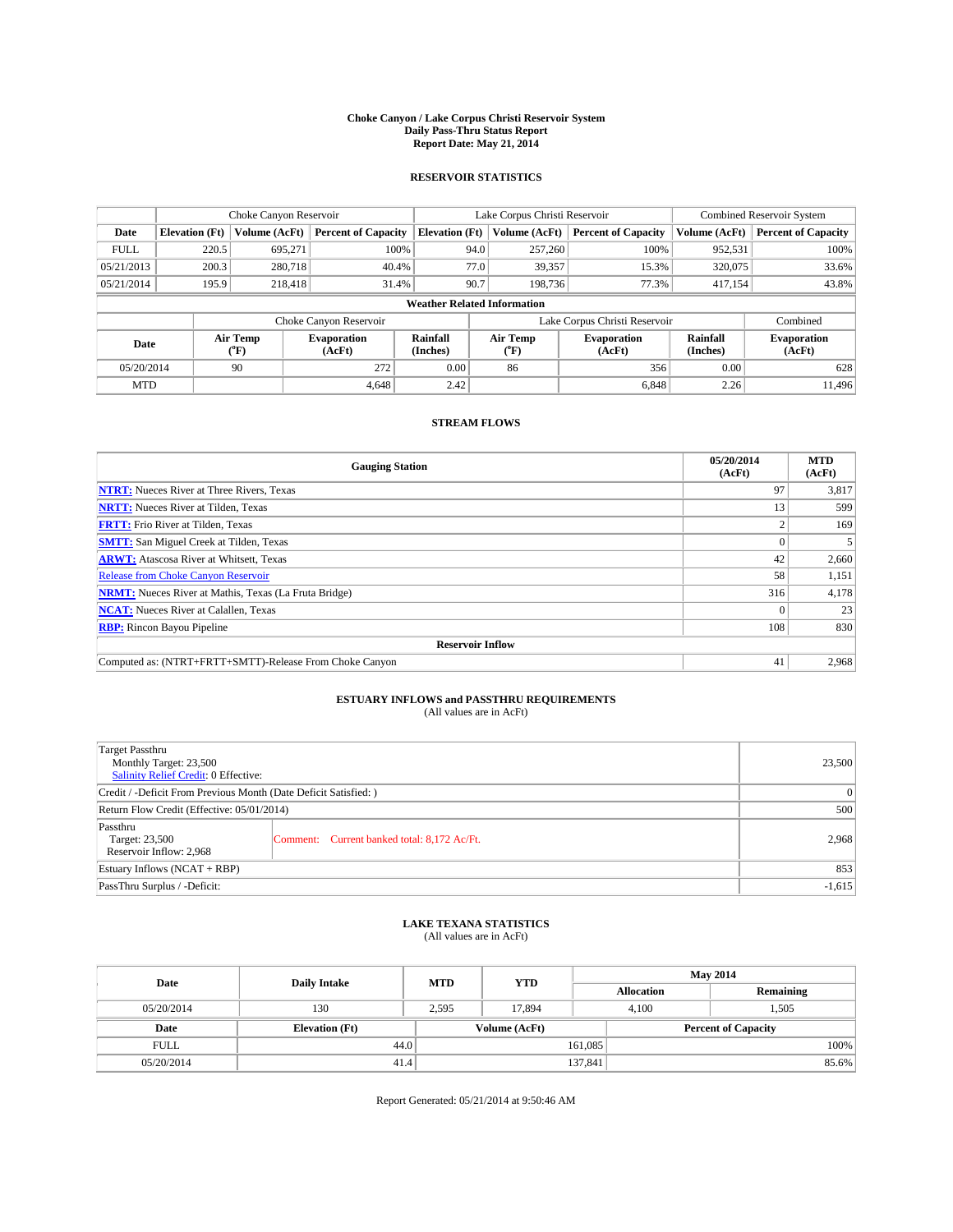**Choke Canyon / Lake Corpus Christi Reservoir System**
**Daily Pass-Thru Status Report**
**Report Date: May 21, 2014**

## RESERVOIR STATISTICS

| | Choke Canyon Reservoir | | | Lake Corpus Christi Reservoir | | | Combined Reservoir System | |
|---|---|---|---|---|---|---|---|---|
| Date | Elevation (Ft) | Volume (AcFt) | Percent of Capacity | Elevation (Ft) | Volume (AcFt) | Percent of Capacity | Volume (AcFt) | Percent of Capacity |
| FULL | 220.5 | 695,271 | 100% | 94.0 | 257,260 | 100% | 952,531 | 100% |
| 05/21/2013 | 200.3 | 280,718 | 40.4% | 77.0 | 39,357 | 15.3% | 320,075 | 33.6% |
| 05/21/2014 | 195.9 | 218,418 | 31.4% | 90.7 | 198,736 | 77.3% | 417,154 | 43.8% |

**Weather Related Information**

| | Choke Canyon Reservoir | | | Lake Corpus Christi Reservoir | | | Combined |
|---|---|---|---|---|---|---|---|
| Date | Air Temp (°F) | Evaporation (AcFt) | Rainfall (Inches) | Air Temp (°F) | Evaporation (AcFt) | Rainfall (Inches) | Evaporation (AcFt) |
| 05/20/2014 | 90 | 272 | 0.00 | 86 | 356 | 0.00 | 628 |
| MTD | | 4,648 | 2.42 | | 6,848 | 2.26 | 11,496 |

## STREAM FLOWS

| Gauging Station | 05/20/2014 (AcFt) | MTD (AcFt) |
|---|---|---|
| **NTRT:** Nueces River at Three Rivers, Texas | 97 | 3,817 |
| **NRTT:** Nueces River at Tilden, Texas | 13 | 599 |
| **FRTT:** Frio River at Tilden, Texas | 2 | 169 |
| **SMTT:** San Miguel Creek at Tilden, Texas | 0 | 5 |
| **ARWT:** Atascosa River at Whitsett, Texas | 42 | 2,660 |
| Release from Choke Canyon Reservoir | 58 | 1,151 |
| **NRMT:** Nueces River at Mathis, Texas (La Fruta Bridge) | 316 | 4,178 |
| **NCAT:** Nueces River at Calallen, Texas | 0 | 23 |
| **RBP:** Rincon Bayou Pipeline | 108 | 830 |
| **Reservoir Inflow** | | |
| Computed as: (NTRT+FRTT+SMTT)-Release From Choke Canyon | 41 | 2,968 |

## ESTUARY INFLOWS and PASSTHRU REQUIREMENTS
(All values are in AcFt)

| | | |
|---|---|---|
| Target Passthru<br>Monthly Target: 23,500<br>Salinity Relief Credit: 0 Effective: | | 23,500 |
| Credit / -Deficit From Previous Month (Date Deficit Satisfied: ) | | 0 |
| Return Flow Credit (Effective: 05/01/2014) | | 500 |
| Passthru<br>Target: 23,500<br>Reservoir Inflow: 2,968 | Comment: Current banked total: 8,172 Ac/Ft. | 2,968 |
| Estuary Inflows (NCAT + RBP) | | 853 |
| PassThru Surplus / -Deficit: | | -1,615 |

## LAKE TEXANA STATISTICS
(All values are in AcFt)

| Date | Daily Intake | MTD | YTD | May 2014 Allocation | May 2014 Remaining |
|---|---|---|---|---|---|
| 05/20/2014 | 130 | 2,595 | 17,894 | 4,100 | 1,505 |

| Date | Elevation (Ft) | Volume (AcFt) | Percent of Capacity |
|---|---|---|---|
| FULL | 44.0 | 161,085 | 100% |
| 05/20/2014 | 41.4 | 137,841 | 85.6% |

Report Generated: 05/21/2014 at 9:50:46 AM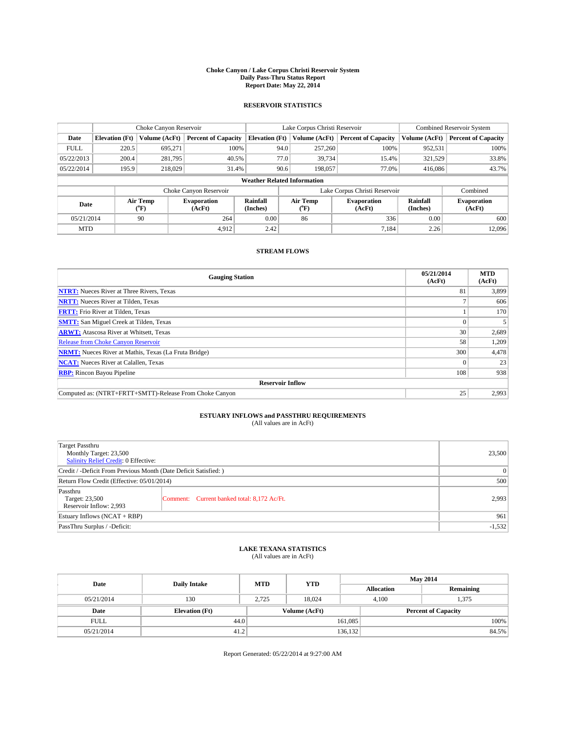**Choke Canyon / Lake Corpus Christi Reservoir System**
**Daily Pass-Thru Status Report**
**Report Date: May 22, 2014**

## RESERVOIR STATISTICS

| | Choke Canyon Reservoir | | | Lake Corpus Christi Reservoir | | | Combined Reservoir System | |
|---|---|---|---|---|---|---|---|---|
| **Date** | **Elevation (Ft)** | **Volume (AcFt)** | **Percent of Capacity** | **Elevation (Ft)** | **Volume (AcFt)** | **Percent of Capacity** | **Volume (AcFt)** | **Percent of Capacity** |
| FULL | 220.5 | 695,271 | 100% | 94.0 | 257,260 | 100% | 952,531 | 100% |
| 05/22/2013 | 200.4 | 281,795 | 40.5% | 77.0 | 39,734 | 15.4% | 321,529 | 33.8% |
| 05/22/2014 | 195.9 | 218,029 | 31.4% | 90.6 | 198,057 | 77.0% | 416,086 | 43.7% |

**Weather Related Information**

| | Choke Canyon Reservoir | | | Lake Corpus Christi Reservoir | | | Combined |
|---|---|---|---|---|---|---|---|
| **Date** | **Air Temp (°F)** | **Evaporation (AcFt)** | **Rainfall (Inches)** | **Air Temp (°F)** | **Evaporation (AcFt)** | **Rainfall (Inches)** | **Evaporation (AcFt)** |
| 05/21/2014 | 90 | 264 | 0.00 | 86 | 336 | 0.00 | 600 |
| MTD | | 4,912 | 2.42 | | 7,184 | 2.26 | 12,096 |

## STREAM FLOWS

| Gauging Station | 05/21/2014 (AcFt) | MTD (AcFt) |
|---|---|---|
| **NTRT:** Nueces River at Three Rivers, Texas | 81 | 3,899 |
| **NRTT:** Nueces River at Tilden, Texas | 7 | 606 |
| **FRTT:** Frio River at Tilden, Texas | 1 | 170 |
| **SMTT:** San Miguel Creek at Tilden, Texas | 0 | 5 |
| **ARWT:** Atascosa River at Whitsett, Texas | 30 | 2,689 |
| Release from Choke Canyon Reservoir | 58 | 1,209 |
| **NRMT:** Nueces River at Mathis, Texas (La Fruta Bridge) | 300 | 4,478 |
| **NCAT:** Nueces River at Calallen, Texas | 0 | 23 |
| **RBP:** Rincon Bayou Pipeline | 108 | 938 |
| **Reservoir Inflow** | | |
| Computed as: (NTRT+FRTT+SMTT)-Release From Choke Canyon | 25 | 2,993 |

## ESTUARY INFLOWS and PASSTHRU REQUIREMENTS
(All values are in AcFt)

| | | |
|---|---|---|
| Target Passthru<br>Monthly Target: 23,500<br>Salinity Relief Credit: 0 Effective: | | 23,500 |
| Credit / -Deficit From Previous Month (Date Deficit Satisfied: ) | | 0 |
| Return Flow Credit (Effective: 05/01/2014) | | 500 |
| Passthru<br>Target: 23,500<br>Reservoir Inflow: 2,993 | Comment: Current banked total: 8,172 Ac/Ft. | 2,993 |
| Estuary Inflows (NCAT + RBP) | | 961 |
| PassThru Surplus / -Deficit: | | -1,532 |

## LAKE TEXANA STATISTICS
(All values are in AcFt)

| Date | Daily Intake | MTD | YTD | May 2014 Allocation | May 2014 Remaining |
|---|---|---|---|---|---|
| 05/21/2014 | 130 | 2,725 | 18,024 | 4,100 | 1,375 |

| Date | Elevation (Ft) | Volume (AcFt) | Percent of Capacity |
|---|---|---|---|
| FULL | 44.0 | 161,085 | 100% |
| 05/21/2014 | 41.2 | 136,132 | 84.5% |

Report Generated: 05/22/2014 at 9:27:00 AM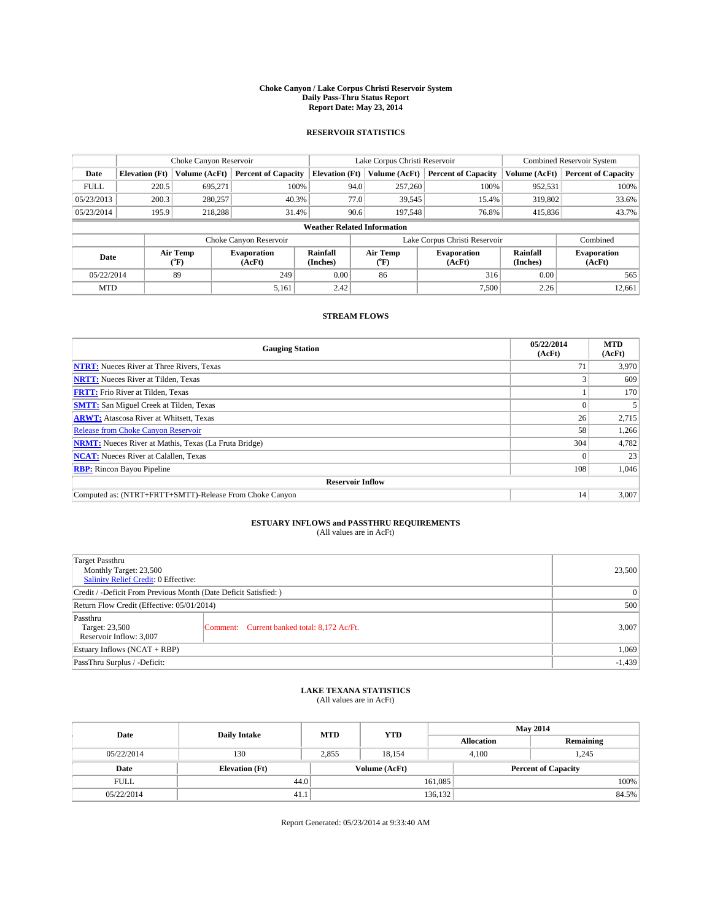# Choke Canyon / Lake Corpus Christi Reservoir System
## Daily Pass-Thru Status Report
## Report Date: May 23, 2014

### RESERVOIR STATISTICS

| | Choke Canyon Reservoir | | | Lake Corpus Christi Reservoir | | | Combined Reservoir System | |
|---|---|---|---|---|---|---|---|---|
| Date | Elevation (Ft) | Volume (AcFt) | Percent of Capacity | Elevation (Ft) | Volume (AcFt) | Percent of Capacity | Volume (AcFt) | Percent of Capacity |
| FULL | 220.5 | 695,271 | 100% | 94.0 | 257,260 | 100% | 952,531 | 100% |
| 05/23/2013 | 200.3 | 280,257 | 40.3% | 77.0 | 39,545 | 15.4% | 319,802 | 33.6% |
| 05/23/2014 | 195.9 | 218,288 | 31.4% | 90.6 | 197,548 | 76.8% | 415,836 | 43.7% |

**Weather Related Information**

| | Choke Canyon Reservoir | | | Lake Corpus Christi Reservoir | | | Combined |
|---|---|---|---|---|---|---|---|
| Date | Air Temp (°F) | Evaporation (AcFt) | Rainfall (Inches) | Air Temp (°F) | Evaporation (AcFt) | Rainfall (Inches) | Evaporation (AcFt) |
| 05/22/2014 | 89 | 249 | 0.00 | 86 | 316 | 0.00 | 565 |
| MTD | | 5,161 | 2.42 | | 7,500 | 2.26 | 12,661 |

### STREAM FLOWS

| Gauging Station | 05/22/2014 (AcFt) | MTD (AcFt) |
|---|---|---|
| NTRT: Nueces River at Three Rivers, Texas | 71 | 3,970 |
| NRTT: Nueces River at Tilden, Texas | 3 | 609 |
| FRTT: Frio River at Tilden, Texas | 1 | 170 |
| SMTT: San Miguel Creek at Tilden, Texas | 0 | 5 |
| ARWT: Atascosa River at Whitsett, Texas | 26 | 2,715 |
| Release from Choke Canyon Reservoir | 58 | 1,266 |
| NRMT: Nueces River at Mathis, Texas (La Fruta Bridge) | 304 | 4,782 |
| NCAT: Nueces River at Calallen, Texas | 0 | 23 |
| RBP: Rincon Bayou Pipeline | 108 | 1,046 |
| **Reservoir Inflow** | | |
| Computed as: (NTRT+FRTT+SMTT)-Release From Choke Canyon | 14 | 3,007 |

### ESTUARY INFLOWS and PASSTHRU REQUIREMENTS
(All values are in AcFt)

| | | |
|---|---|---|
| Target Passthru<br>Monthly Target: 23,500<br>Salinity Relief Credit: 0 Effective: | | 23,500 |
| Credit / -Deficit From Previous Month (Date Deficit Satisfied: ) | | 0 |
| Return Flow Credit (Effective: 05/01/2014) | | 500 |
| Passthru<br>Target: 23,500<br>Reservoir Inflow: 3,007 | Comment: Current banked total: 8,172 Ac/Ft. | 3,007 |
| Estuary Inflows (NCAT + RBP) | | 1,069 |
| PassThru Surplus / -Deficit: | | -1,439 |

### LAKE TEXANA STATISTICS
(All values are in AcFt)

| Date | Daily Intake | MTD | YTD | May 2014 Allocation | May 2014 Remaining |
|---|---|---|---|---|---|
| 05/22/2014 | 130 | 2,855 | 18,154 | 4,100 | 1,245 |

| Date | Elevation (Ft) | Volume (AcFt) | Percent of Capacity |
|---|---|---|---|
| FULL | 44.0 | 161,085 | 100% |
| 05/22/2014 | 41.1 | 136,132 | 84.5% |

Report Generated: 05/23/2014 at 9:33:40 AM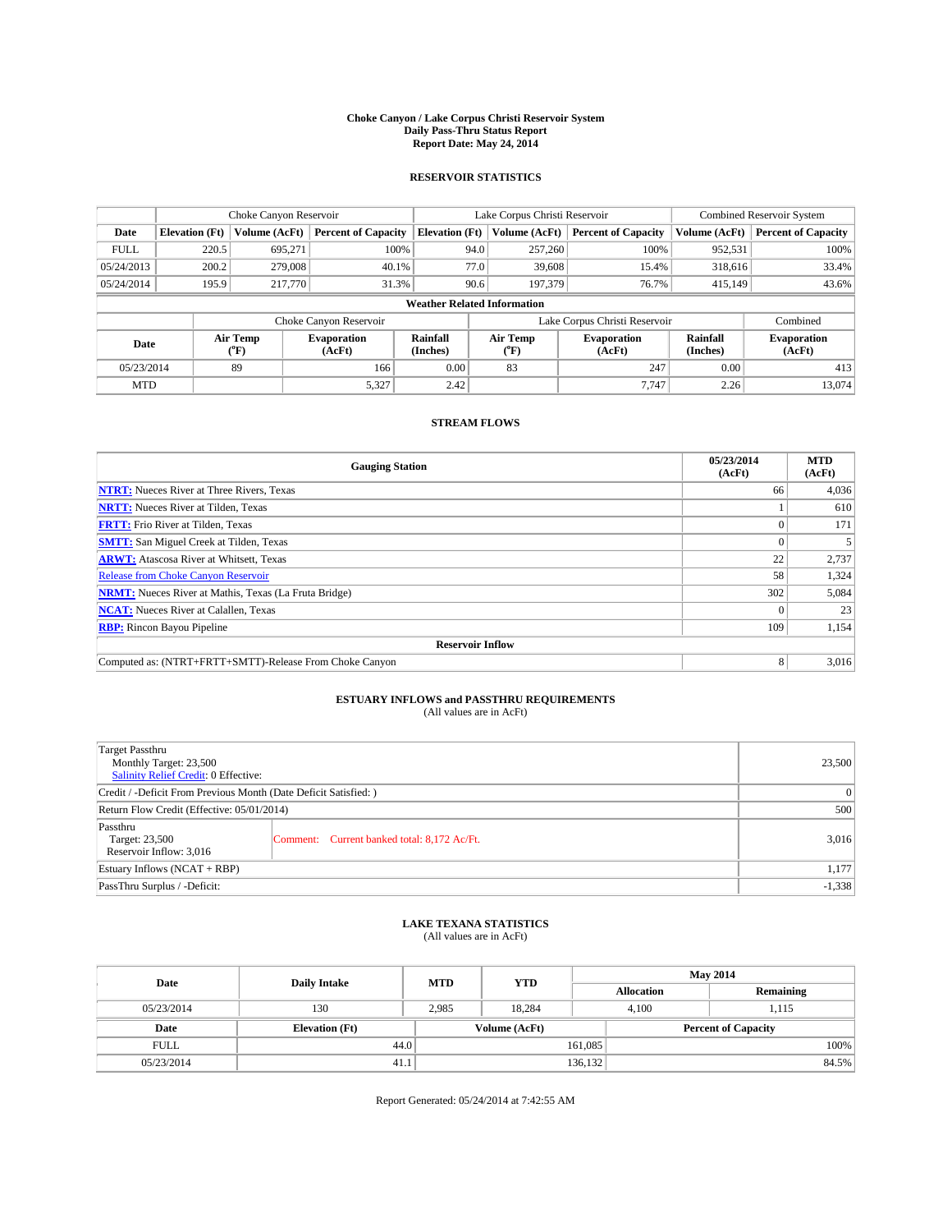# Choke Canyon / Lake Corpus Christi Reservoir System
## Daily Pass-Thru Status Report
### Report Date: May 24, 2014

## RESERVOIR STATISTICS

| | Choke Canyon Reservoir | | | Lake Corpus Christi Reservoir | | | Combined Reservoir System | |
|---|---|---|---|---|---|---|---|---|
| Date | Elevation (Ft) | Volume (AcFt) | Percent of Capacity | Elevation (Ft) | Volume (AcFt) | Percent of Capacity | Volume (AcFt) | Percent of Capacity |
| FULL | 220.5 | 695,271 | 100% | 94.0 | 257,260 | 100% | 952,531 | 100% |
| 05/24/2013 | 200.2 | 279,008 | 40.1% | 77.0 | 39,608 | 15.4% | 318,616 | 33.4% |
| 05/24/2014 | 195.9 | 217,770 | 31.3% | 90.6 | 197,379 | 76.7% | 415,149 | 43.6% |

**Weather Related Information**

| | Choke Canyon Reservoir | | | Lake Corpus Christi Reservoir | | | Combined |
|---|---|---|---|---|---|---|---|
| Date | Air Temp (°F) | Evaporation (AcFt) | Rainfall (Inches) | Air Temp (°F) | Evaporation (AcFt) | Rainfall (Inches) | Evaporation (AcFt) |
| 05/23/2014 | 89 | 166 | 0.00 | 83 | 247 | 0.00 | 413 |
| MTD | | 5,327 | 2.42 | | 7,747 | 2.26 | 13,074 |

## STREAM FLOWS

| Gauging Station | 05/23/2014 (AcFt) | MTD (AcFt) |
|---|---|---|
| NTRT: Nueces River at Three Rivers, Texas | 66 | 4,036 |
| NRTT: Nueces River at Tilden, Texas | 1 | 610 |
| FRTT: Frio River at Tilden, Texas | 0 | 171 |
| SMTT: San Miguel Creek at Tilden, Texas | 0 | 5 |
| ARWT: Atascosa River at Whitsett, Texas | 22 | 2,737 |
| Release from Choke Canyon Reservoir | 58 | 1,324 |
| NRMT: Nueces River at Mathis, Texas (La Fruta Bridge) | 302 | 5,084 |
| NCAT: Nueces River at Calallen, Texas | 0 | 23 |
| RBP: Rincon Bayou Pipeline | 109 | 1,154 |
| **Reservoir Inflow** | | |
| Computed as: (NTRT+FRTT+SMTT)-Release From Choke Canyon | 8 | 3,016 |

## ESTUARY INFLOWS and PASSTHRU REQUIREMENTS
(All values are in AcFt)

| | | |
|---|---|---|
| Target Passthru<br>Monthly Target: 23,500<br>Salinity Relief Credit: 0 Effective: | | 23,500 |
| Credit / -Deficit From Previous Month (Date Deficit Satisfied: ) | | 0 |
| Return Flow Credit (Effective: 05/01/2014) | | 500 |
| Passthru<br>Target: 23,500<br>Reservoir Inflow: 3,016 | Comment: Current banked total: 8,172 Ac/Ft. | 3,016 |
| Estuary Inflows (NCAT + RBP) | | 1,177 |
| PassThru Surplus / -Deficit: | | -1,338 |

## LAKE TEXANA STATISTICS
(All values are in AcFt)

| Date | Daily Intake | MTD | YTD | May 2014 Allocation | May 2014 Remaining |
|---|---|---|---|---|---|
| 05/23/2014 | 130 | 2,985 | 18,284 | 4,100 | 1,115 |

| Date | Elevation (Ft) | Volume (AcFt) | Percent of Capacity |
|---|---|---|---|
| FULL | 44.0 | 161,085 | 100% |
| 05/23/2014 | 41.1 | 136,132 | 84.5% |

Report Generated: 05/24/2014 at 7:42:55 AM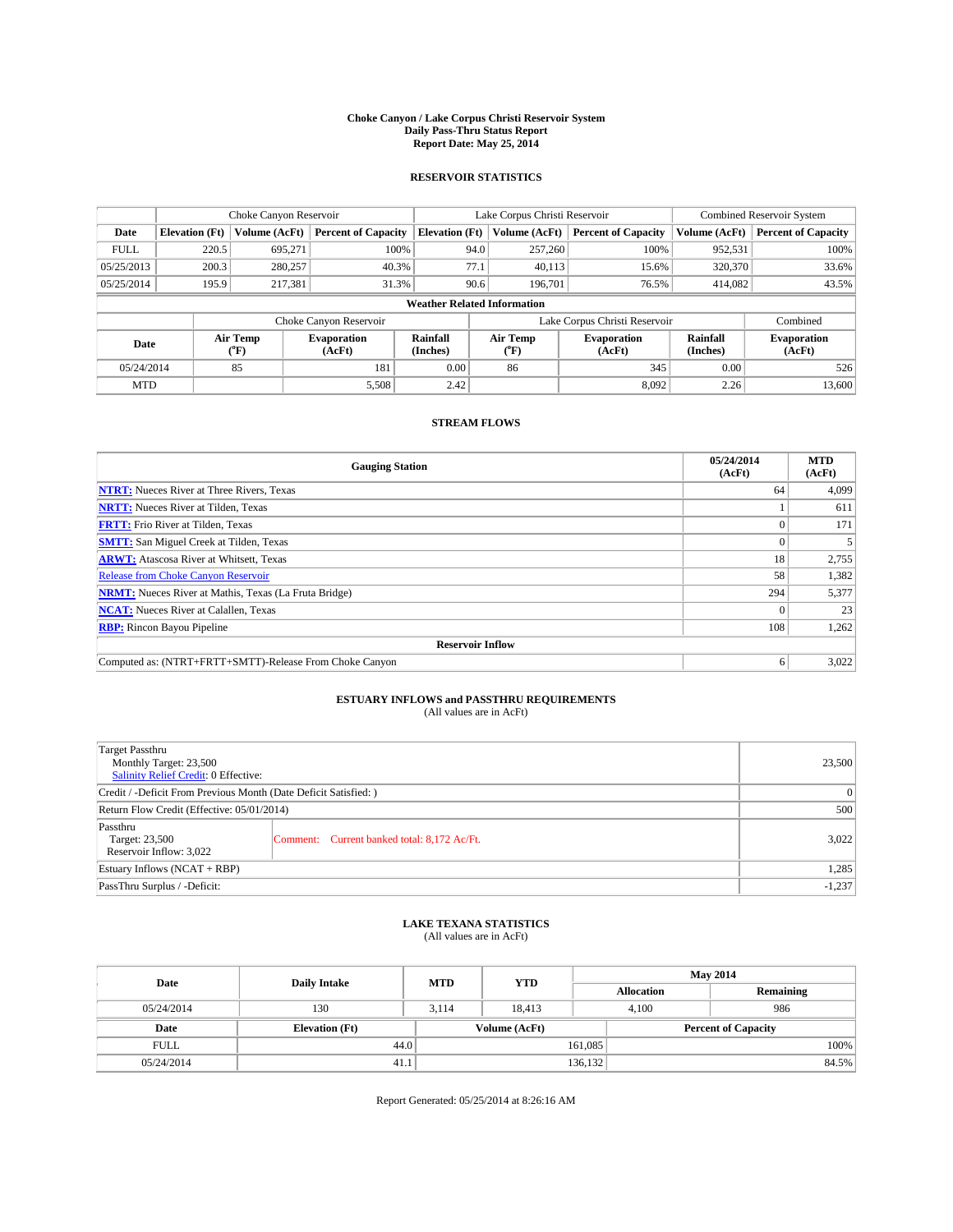**Choke Canyon / Lake Corpus Christi Reservoir System**
**Daily Pass-Thru Status Report**
**Report Date: May 25, 2014**

## RESERVOIR STATISTICS

| | Choke Canyon Reservoir | | | Lake Corpus Christi Reservoir | | | Combined Reservoir System | |
|---|---|---|---|---|---|---|---|---|
| Date | Elevation (Ft) | Volume (AcFt) | Percent of Capacity | Elevation (Ft) | Volume (AcFt) | Percent of Capacity | Volume (AcFt) | Percent of Capacity |
| FULL | 220.5 | 695,271 | 100% | 94.0 | 257,260 | 100% | 952,531 | 100% |
| 05/25/2013 | 200.3 | 280,257 | 40.3% | 77.1 | 40,113 | 15.6% | 320,370 | 33.6% |
| 05/25/2014 | 195.9 | 217,381 | 31.3% | 90.6 | 196,701 | 76.5% | 414,082 | 43.5% |

**Weather Related Information**

| | Choke Canyon Reservoir | | | Lake Corpus Christi Reservoir | | | Combined |
|---|---|---|---|---|---|---|---|
| Date | Air Temp (°F) | Evaporation (AcFt) | Rainfall (Inches) | Air Temp (°F) | Evaporation (AcFt) | Rainfall (Inches) | Evaporation (AcFt) |
| 05/24/2014 | 85 | 181 | 0.00 | 86 | 345 | 0.00 | 526 |
| MTD | | 5,508 | 2.42 | | 8,092 | 2.26 | 13,600 |

## STREAM FLOWS

| Gauging Station | 05/24/2014 (AcFt) | MTD (AcFt) |
|---|---|---|
| **NTRT:** Nueces River at Three Rivers, Texas | 64 | 4,099 |
| **NRTT:** Nueces River at Tilden, Texas | 1 | 611 |
| **FRTT:** Frio River at Tilden, Texas | 0 | 171 |
| **SMTT:** San Miguel Creek at Tilden, Texas | 0 | 5 |
| **ARWT:** Atascosa River at Whitsett, Texas | 18 | 2,755 |
| Release from Choke Canyon Reservoir | 58 | 1,382 |
| **NRMT:** Nueces River at Mathis, Texas (La Fruta Bridge) | 294 | 5,377 |
| **NCAT:** Nueces River at Calallen, Texas | 0 | 23 |
| **RBP:** Rincon Bayou Pipeline | 108 | 1,262 |
| **Reservoir Inflow** | | |
| Computed as: (NTRT+FRTT+SMTT)-Release From Choke Canyon | 6 | 3,022 |

## ESTUARY INFLOWS and PASSTHRU REQUIREMENTS
(All values are in AcFt)

| | | |
|---|---|---|
| Target Passthru<br>Monthly Target: 23,500<br>Salinity Relief Credit: 0 Effective: | | 23,500 |
| Credit / -Deficit From Previous Month (Date Deficit Satisfied: ) | | 0 |
| Return Flow Credit (Effective: 05/01/2014) | | 500 |
| Passthru<br>Target: 23,500<br>Reservoir Inflow: 3,022 | Comment: Current banked total: 8,172 Ac/Ft. | 3,022 |
| Estuary Inflows (NCAT + RBP) | | 1,285 |
| PassThru Surplus / -Deficit: | | -1,237 |

## LAKE TEXANA STATISTICS
(All values are in AcFt)

| Date | Daily Intake | MTD | YTD | May 2014 Allocation | May 2014 Remaining |
|---|---|---|---|---|---|
| 05/24/2014 | 130 | 3,114 | 18,413 | 4,100 | 986 |

| Date | Elevation (Ft) | Volume (AcFt) | Percent of Capacity |
|---|---|---|---|
| FULL | 44.0 | 161,085 | 100% |
| 05/24/2014 | 41.1 | 136,132 | 84.5% |

Report Generated: 05/25/2014 at 8:26:16 AM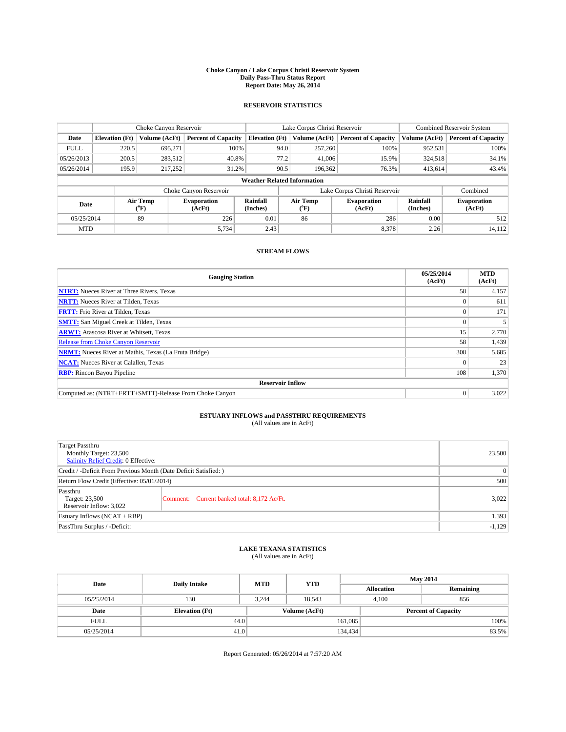# Choke Canyon / Lake Corpus Christi Reservoir System
## Daily Pass-Thru Status Report
## Report Date: May 26, 2014

### RESERVOIR STATISTICS

| | Choke Canyon Reservoir | | | Lake Corpus Christi Reservoir | | | Combined Reservoir System | |
|---|---|---|---|---|---|---|---|---|
| **Date** | **Elevation (Ft)** | **Volume (AcFt)** | **Percent of Capacity** | **Elevation (Ft)** | **Volume (AcFt)** | **Percent of Capacity** | **Volume (AcFt)** | **Percent of Capacity** |
| FULL | 220.5 | 695,271 | 100% | 94.0 | 257,260 | 100% | 952,531 | 100% |
| 05/26/2013 | 200.5 | 283,512 | 40.8% | 77.2 | 41,006 | 15.9% | 324,518 | 34.1% |
| 05/26/2014 | 195.9 | 217,252 | 31.2% | 90.5 | 196,362 | 76.3% | 413,614 | 43.4% |

**Weather Related Information**

| | Choke Canyon Reservoir | | | Lake Corpus Christi Reservoir | | | Combined |
|---|---|---|---|---|---|---|---|
| **Date** | **Air Temp (°F)** | **Evaporation (AcFt)** | **Rainfall (Inches)** | **Air Temp (°F)** | **Evaporation (AcFt)** | **Rainfall (Inches)** | **Evaporation (AcFt)** |
| 05/25/2014 | 89 | 226 | 0.01 | 86 | 286 | 0.00 | 512 |
| MTD | | 5,734 | 2.43 | | 8,378 | 2.26 | 14,112 |

### STREAM FLOWS

| Gauging Station | 05/25/2014 (AcFt) | MTD (AcFt) |
|---|---|---|
| **NTRT:** Nueces River at Three Rivers, Texas | 58 | 4,157 |
| **NRTT:** Nueces River at Tilden, Texas | 0 | 611 |
| **FRTT:** Frio River at Tilden, Texas | 0 | 171 |
| **SMTT:** San Miguel Creek at Tilden, Texas | 0 | 5 |
| **ARWT:** Atascosa River at Whitsett, Texas | 15 | 2,770 |
| Release from Choke Canyon Reservoir | 58 | 1,439 |
| **NRMT:** Nueces River at Mathis, Texas (La Fruta Bridge) | 308 | 5,685 |
| **NCAT:** Nueces River at Calallen, Texas | 0 | 23 |
| **RBP:** Rincon Bayou Pipeline | 108 | 1,370 |
| **Reservoir Inflow** | | |
| Computed as: (NTRT+FRTT+SMTT)-Release From Choke Canyon | 0 | 3,022 |

### ESTUARY INFLOWS and PASSTHRU REQUIREMENTS
(All values are in AcFt)

| | | |
|---|---|---|
| Target Passthru<br>Monthly Target: 23,500<br>Salinity Relief Credit: 0 Effective: | | 23,500 |
| Credit / -Deficit From Previous Month (Date Deficit Satisfied: ) | | 0 |
| Return Flow Credit (Effective: 05/01/2014) | | 500 |
| Passthru<br>Target: 23,500<br>Reservoir Inflow: 3,022 | Comment: Current banked total: 8,172 Ac/Ft. | 3,022 |
| Estuary Inflows (NCAT + RBP) | | 1,393 |
| PassThru Surplus / -Deficit: | | -1,129 |

### LAKE TEXANA STATISTICS
(All values are in AcFt)

| Date | Daily Intake | MTD | YTD | May 2014 Allocation | May 2014 Remaining |
|---|---|---|---|---|---|
| 05/25/2014 | 130 | 3,244 | 18,543 | 4,100 | 856 |

| Date | Elevation (Ft) | Volume (AcFt) | Percent of Capacity |
|---|---|---|---|
| FULL | 44.0 | 161,085 | 100% |
| 05/25/2014 | 41.0 | 134,434 | 83.5% |

Report Generated: 05/26/2014 at 7:57:20 AM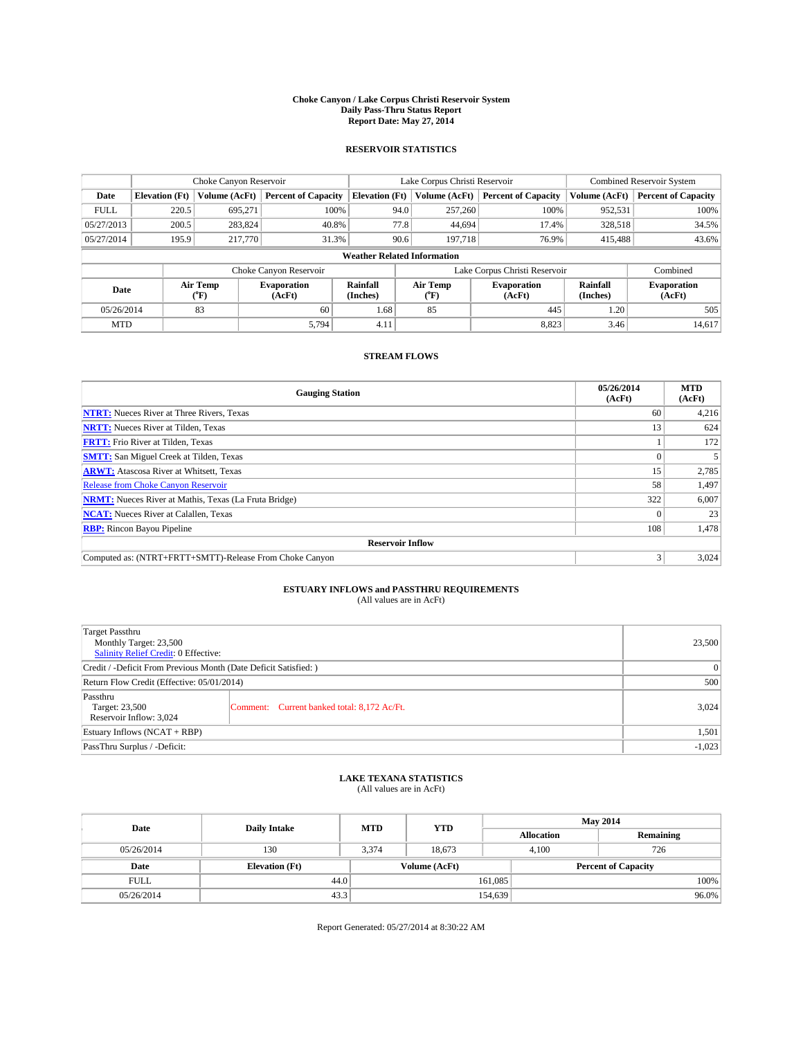# Choke Canyon / Lake Corpus Christi Reservoir System
## Daily Pass-Thru Status Report
### Report Date: May 27, 2014

## RESERVOIR STATISTICS

| | Choke Canyon Reservoir | | | Lake Corpus Christi Reservoir | | | Combined Reservoir System | |
|---|---|---|---|---|---|---|---|---|
| Date | Elevation (Ft) | Volume (AcFt) | Percent of Capacity | Elevation (Ft) | Volume (AcFt) | Percent of Capacity | Volume (AcFt) | Percent of Capacity |
| FULL | 220.5 | 695,271 | 100% | 94.0 | 257,260 | 100% | 952,531 | 100% |
| 05/27/2013 | 200.5 | 283,824 | 40.8% | 77.8 | 44,694 | 17.4% | 328,518 | 34.5% |
| 05/27/2014 | 195.9 | 217,770 | 31.3% | 90.6 | 197,718 | 76.9% | 415,488 | 43.6% |

**Weather Related Information**

| | Choke Canyon Reservoir | | | Lake Corpus Christi Reservoir | | | Combined |
|---|---|---|---|---|---|---|---|
| Date | Air Temp (°F) | Evaporation (AcFt) | Rainfall (Inches) | Air Temp (°F) | Evaporation (AcFt) | Rainfall (Inches) | Evaporation (AcFt) |
| 05/26/2014 | 83 | 60 | 1.68 | 85 | 445 | 1.20 | 505 |
| MTD | | 5,794 | 4.11 | | 8,823 | 3.46 | 14,617 |

## STREAM FLOWS

| Gauging Station | 05/26/2014 (AcFt) | MTD (AcFt) |
|---|---|---|
| NTRT: Nueces River at Three Rivers, Texas | 60 | 4,216 |
| NRTT: Nueces River at Tilden, Texas | 13 | 624 |
| FRTT: Frio River at Tilden, Texas | 1 | 172 |
| SMTT: San Miguel Creek at Tilden, Texas | 0 | 5 |
| ARWT: Atascosa River at Whitsett, Texas | 15 | 2,785 |
| Release from Choke Canyon Reservoir | 58 | 1,497 |
| NRMT: Nueces River at Mathis, Texas (La Fruta Bridge) | 322 | 6,007 |
| NCAT: Nueces River at Calallen, Texas | 0 | 23 |
| RBP: Rincon Bayou Pipeline | 108 | 1,478 |
| **Reservoir Inflow** | | |
| Computed as: (NTRT+FRTT+SMTT)-Release From Choke Canyon | 3 | 3,024 |

## ESTUARY INFLOWS and PASSTHRU REQUIREMENTS
(All values are in AcFt)

| | | |
|---|---|---|
| Target Passthru<br>Monthly Target: 23,500<br>Salinity Relief Credit: 0 Effective: | | 23,500 |
| Credit / -Deficit From Previous Month (Date Deficit Satisfied: ) | | 0 |
| Return Flow Credit (Effective: 05/01/2014) | | 500 |
| Passthru<br>Target: 23,500<br>Reservoir Inflow: 3,024 | Comment: Current banked total: 8,172 Ac/Ft. | 3,024 |
| Estuary Inflows (NCAT + RBP) | | 1,501 |
| PassThru Surplus / -Deficit: | | -1,023 |

## LAKE TEXANA STATISTICS
(All values are in AcFt)

| Date | Daily Intake | MTD | YTD | May 2014 Allocation | May 2014 Remaining |
|---|---|---|---|---|---|
| 05/26/2014 | 130 | 3,374 | 18,673 | 4,100 | 726 |

| Date | Elevation (Ft) | Volume (AcFt) | Percent of Capacity |
|---|---|---|---|
| FULL | 44.0 | 161,085 | 100% |
| 05/26/2014 | 43.3 | 154,639 | 96.0% |

Report Generated: 05/27/2014 at 8:30:22 AM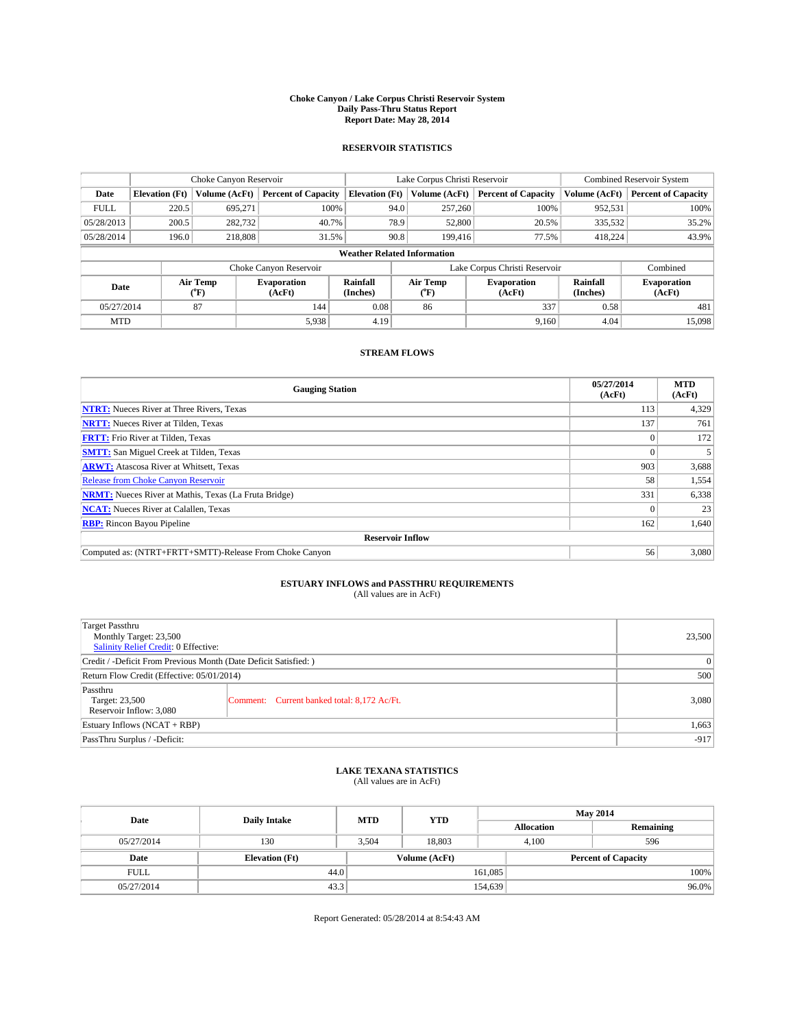# Choke Canyon / Lake Corpus Christi Reservoir System
## Daily Pass-Thru Status Report
### Report Date: May 28, 2014

## RESERVOIR STATISTICS

| | Choke Canyon Reservoir | | | Lake Corpus Christi Reservoir | | | Combined Reservoir System | |
|---|---|---|---|---|---|---|---|---|
| Date | Elevation (Ft) | Volume (AcFt) | Percent of Capacity | Elevation (Ft) | Volume (AcFt) | Percent of Capacity | Volume (AcFt) | Percent of Capacity |
| FULL | 220.5 | 695,271 | 100% | 94.0 | 257,260 | 100% | 952,531 | 100% |
| 05/28/2013 | 200.5 | 282,732 | 40.7% | 78.9 | 52,800 | 20.5% | 335,532 | 35.2% |
| 05/28/2014 | 196.0 | 218,808 | 31.5% | 90.8 | 199,416 | 77.5% | 418,224 | 43.9% |

### Weather Related Information

| | Choke Canyon Reservoir | | | Lake Corpus Christi Reservoir | | | Combined |
|---|---|---|---|---|---|---|---|
| Date | Air Temp (°F) | Evaporation (AcFt) | Rainfall (Inches) | Air Temp (°F) | Evaporation (AcFt) | Rainfall (Inches) | Evaporation (AcFt) |
| 05/27/2014 | 87 | 144 | 0.08 | 86 | 337 | 0.58 | 481 |
| MTD | | 5,938 | 4.19 | | 9,160 | 4.04 | 15,098 |

## STREAM FLOWS

| Gauging Station | 05/27/2014 (AcFt) | MTD (AcFt) |
|---|---|---|
| NTRT: Nueces River at Three Rivers, Texas | 113 | 4,329 |
| NRTT: Nueces River at Tilden, Texas | 137 | 761 |
| FRTT: Frio River at Tilden, Texas | 0 | 172 |
| SMTT: San Miguel Creek at Tilden, Texas | 0 | 5 |
| ARWT: Atascosa River at Whitsett, Texas | 903 | 3,688 |
| Release from Choke Canyon Reservoir | 58 | 1,554 |
| NRMT: Nueces River at Mathis, Texas (La Fruta Bridge) | 331 | 6,338 |
| NCAT: Nueces River at Calallen, Texas | 0 | 23 |
| RBP: Rincon Bayou Pipeline | 162 | 1,640 |
| **Reservoir Inflow** | | |
| Computed as: (NTRT+FRTT+SMTT)-Release From Choke Canyon | 56 | 3,080 |

## ESTUARY INFLOWS and PASSTHRU REQUIREMENTS
(All values are in AcFt)

| | | |
|---|---|---|
| Target Passthru<br>Monthly Target: 23,500<br>Salinity Relief Credit: 0 Effective: | | 23,500 |
| Credit / -Deficit From Previous Month (Date Deficit Satisfied: ) | | 0 |
| Return Flow Credit (Effective: 05/01/2014) | | 500 |
| Passthru<br>Target: 23,500<br>Reservoir Inflow: 3,080 | Comment: Current banked total: 8,172 Ac/Ft. | 3,080 |
| Estuary Inflows (NCAT + RBP) | | 1,663 |
| PassThru Surplus / -Deficit: | | -917 |

## LAKE TEXANA STATISTICS
(All values are in AcFt)

| Date | Daily Intake | MTD | YTD | May 2014 Allocation | May 2014 Remaining |
|---|---|---|---|---|---|
| 05/27/2014 | 130 | 3,504 | 18,803 | 4,100 | 596 |

| Date | Elevation (Ft) | Volume (AcFt) | Percent of Capacity |
|---|---|---|---|
| FULL | 44.0 | 161,085 | 100% |
| 05/27/2014 | 43.3 | 154,639 | 96.0% |

Report Generated: 05/28/2014 at 8:54:43 AM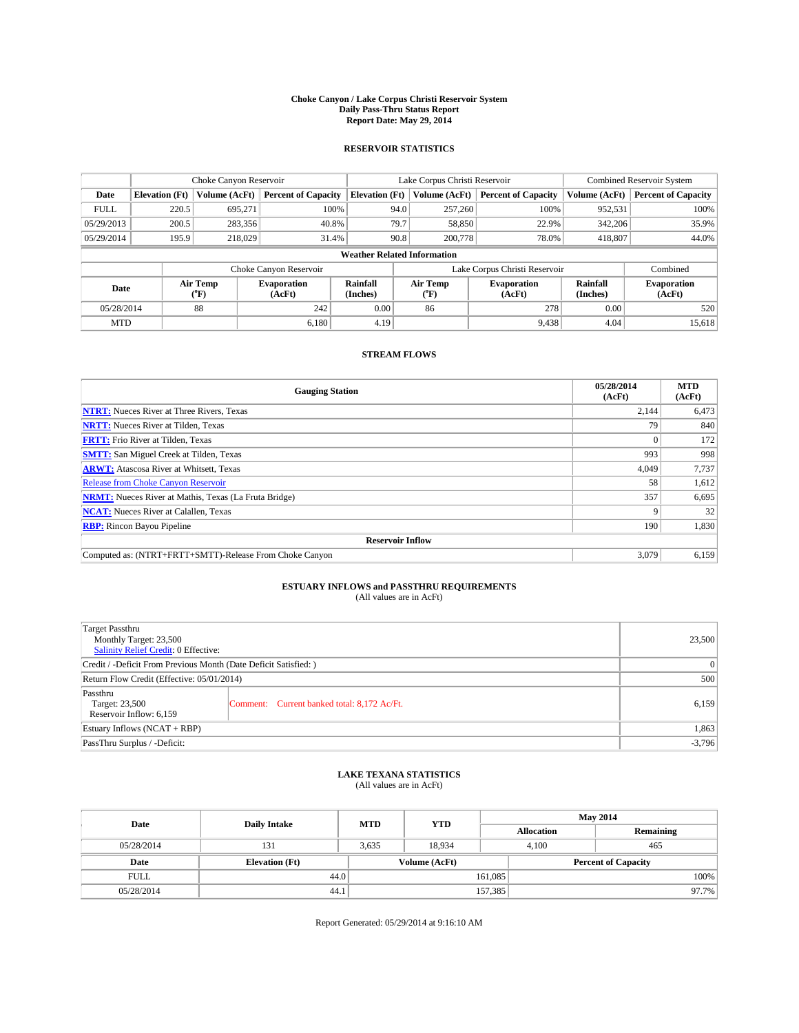# Choke Canyon / Lake Corpus Christi Reservoir System
## Daily Pass-Thru Status Report
## Report Date: May 29, 2014

### RESERVOIR STATISTICS

| | Choke Canyon Reservoir | | | Lake Corpus Christi Reservoir | | | Combined Reservoir System | |
|---|---|---|---|---|---|---|---|---|
| Date | Elevation (Ft) | Volume (AcFt) | Percent of Capacity | Elevation (Ft) | Volume (AcFt) | Percent of Capacity | Volume (AcFt) | Percent of Capacity |
| FULL | 220.5 | 695,271 | 100% | 94.0 | 257,260 | 100% | 952,531 | 100% |
| 05/29/2013 | 200.5 | 283,356 | 40.8% | 79.7 | 58,850 | 22.9% | 342,206 | 35.9% |
| 05/29/2014 | 195.9 | 218,029 | 31.4% | 90.8 | 200,778 | 78.0% | 418,807 | 44.0% |

**Weather Related Information**

| | Choke Canyon Reservoir | | | Lake Corpus Christi Reservoir | | | Combined |
|---|---|---|---|---|---|---|---|
| Date | Air Temp (°F) | Evaporation (AcFt) | Rainfall (Inches) | Air Temp (°F) | Evaporation (AcFt) | Rainfall (Inches) | Evaporation (AcFt) |
| 05/28/2014 | 88 | 242 | 0.00 | 86 | 278 | 0.00 | 520 |
| MTD | | 6,180 | 4.19 | | 9,438 | 4.04 | 15,618 |

### STREAM FLOWS

| Gauging Station | 05/28/2014 (AcFt) | MTD (AcFt) |
|---|---|---|
| NTRT: Nueces River at Three Rivers, Texas | 2,144 | 6,473 |
| NRTT: Nueces River at Tilden, Texas | 79 | 840 |
| FRTT: Frio River at Tilden, Texas | 0 | 172 |
| SMTT: San Miguel Creek at Tilden, Texas | 993 | 998 |
| ARWT: Atascosa River at Whitsett, Texas | 4,049 | 7,737 |
| Release from Choke Canyon Reservoir | 58 | 1,612 |
| NRMT: Nueces River at Mathis, Texas (La Fruta Bridge) | 357 | 6,695 |
| NCAT: Nueces River at Calallen, Texas | 9 | 32 |
| RBP: Rincon Bayou Pipeline | 190 | 1,830 |
| **Reservoir Inflow** | | |
| Computed as: (NTRT+FRTT+SMTT)-Release From Choke Canyon | 3,079 | 6,159 |

### ESTUARY INFLOWS and PASSTHRU REQUIREMENTS
(All values are in AcFt)

| | | |
|---|---|---|
| Target Passthru<br>Monthly Target: 23,500<br>Salinity Relief Credit: 0 Effective: | | 23,500 |
| Credit / -Deficit From Previous Month (Date Deficit Satisfied: ) | | 0 |
| Return Flow Credit (Effective: 05/01/2014) | | 500 |
| Passthru<br>Target: 23,500<br>Reservoir Inflow: 6,159 | Comment: Current banked total: 8,172 Ac/Ft. | 6,159 |
| Estuary Inflows (NCAT + RBP) | | 1,863 |
| PassThru Surplus / -Deficit: | | -3,796 |

### LAKE TEXANA STATISTICS
(All values are in AcFt)

| Date | Daily Intake | MTD | YTD | May 2014 Allocation | May 2014 Remaining |
|---|---|---|---|---|---|
| 05/28/2014 | 131 | 3,635 | 18,934 | 4,100 | 465 |

| Date | Elevation (Ft) | Volume (AcFt) | Percent of Capacity |
|---|---|---|---|
| FULL | 44.0 | 161,085 | 100% |
| 05/28/2014 | 44.1 | 157,385 | 97.7% |

Report Generated: 05/29/2014 at 9:16:10 AM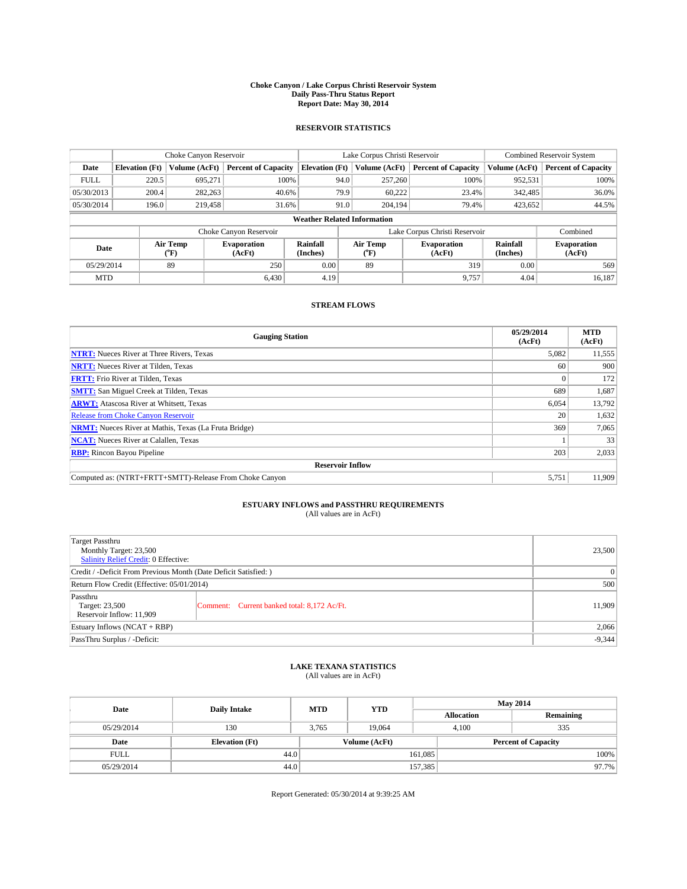# Choke Canyon / Lake Corpus Christi Reservoir System
## Daily Pass-Thru Status Report
## Report Date: May 30, 2014

### RESERVOIR STATISTICS

| | Choke Canyon Reservoir | | | Lake Corpus Christi Reservoir | | | Combined Reservoir System | |
|---|---|---|---|---|---|---|---|---|
| Date | Elevation (Ft) | Volume (AcFt) | Percent of Capacity | Elevation (Ft) | Volume (AcFt) | Percent of Capacity | Volume (AcFt) | Percent of Capacity |
| FULL | 220.5 | 695,271 | 100% | 94.0 | 257,260 | 100% | 952,531 | 100% |
| 05/30/2013 | 200.4 | 282,263 | 40.6% | 79.9 | 60,222 | 23.4% | 342,485 | 36.0% |
| 05/30/2014 | 196.0 | 219,458 | 31.6% | 91.0 | 204,194 | 79.4% | 423,652 | 44.5% |

**Weather Related Information**

| | Choke Canyon Reservoir | | | Lake Corpus Christi Reservoir | | | Combined |
|---|---|---|---|---|---|---|---|
| Date | Air Temp (°F) | Evaporation (AcFt) | Rainfall (Inches) | Air Temp (°F) | Evaporation (AcFt) | Rainfall (Inches) | Evaporation (AcFt) |
| 05/29/2014 | 89 | 250 | 0.00 | 89 | 319 | 0.00 | 569 |
| MTD | | 6,430 | 4.19 | | 9,757 | 4.04 | 16,187 |

### STREAM FLOWS

| Gauging Station | 05/29/2014 (AcFt) | MTD (AcFt) |
|---|---|---|
| **NTRT:** Nueces River at Three Rivers, Texas | 5,082 | 11,555 |
| **NRTT:** Nueces River at Tilden, Texas | 60 | 900 |
| **FRTT:** Frio River at Tilden, Texas | 0 | 172 |
| **SMTT:** San Miguel Creek at Tilden, Texas | 689 | 1,687 |
| **ARWT:** Atascosa River at Whitsett, Texas | 6,054 | 13,792 |
| Release from Choke Canyon Reservoir | 20 | 1,632 |
| **NRMT:** Nueces River at Mathis, Texas (La Fruta Bridge) | 369 | 7,065 |
| **NCAT:** Nueces River at Calallen, Texas | 1 | 33 |
| **RBP:** Rincon Bayou Pipeline | 203 | 2,033 |
| **Reservoir Inflow** | | |
| Computed as: (NTRT+FRTT+SMTT)-Release From Choke Canyon | 5,751 | 11,909 |

### ESTUARY INFLOWS and PASSTHRU REQUIREMENTS
(All values are in AcFt)

| | | |
|---|---|---|
| Target Passthru<br>Monthly Target: 23,500<br>Salinity Relief Credit: 0 Effective: | | 23,500 |
| Credit / -Deficit From Previous Month (Date Deficit Satisfied: ) | | 0 |
| Return Flow Credit (Effective: 05/01/2014) | | 500 |
| Passthru<br>Target: 23,500<br>Reservoir Inflow: 11,909 | Comment: Current banked total: 8,172 Ac/Ft. | 11,909 |
| Estuary Inflows (NCAT + RBP) | | 2,066 |
| PassThru Surplus / -Deficit: | | -9,344 |

### LAKE TEXANA STATISTICS
(All values are in AcFt)

| Date | Daily Intake | MTD | YTD | May 2014 Allocation | May 2014 Remaining |
|---|---|---|---|---|---|
| 05/29/2014 | 130 | 3,765 | 19,064 | 4,100 | 335 |

| Date | Elevation (Ft) | Volume (AcFt) | Percent of Capacity |
|---|---|---|---|
| FULL | 44.0 | 161,085 | 100% |
| 05/29/2014 | 44.0 | 157,385 | 97.7% |

Report Generated: 05/30/2014 at 9:39:25 AM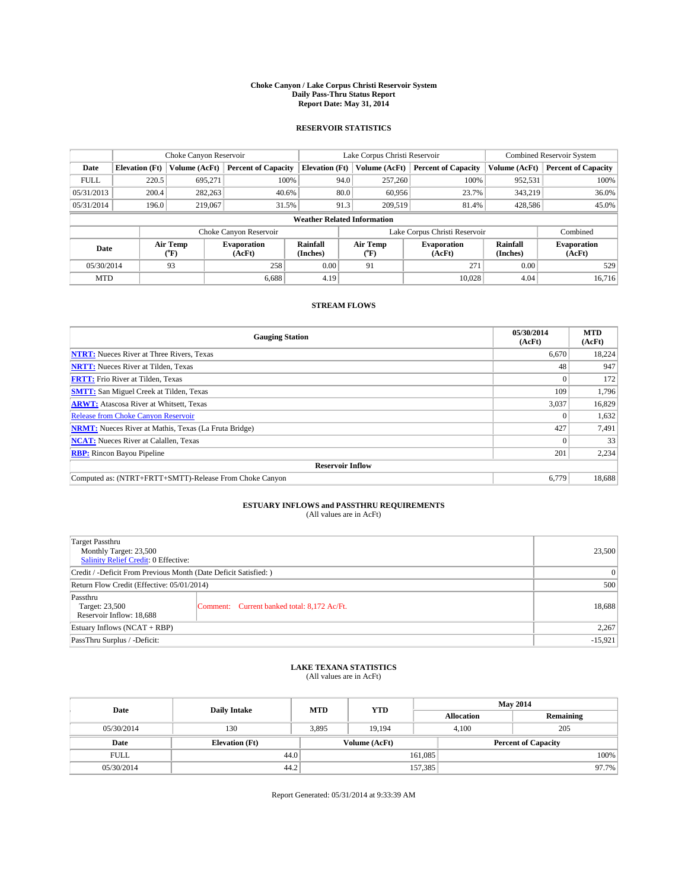**Choke Canyon / Lake Corpus Christi Reservoir System**
**Daily Pass-Thru Status Report**
**Report Date: May 31, 2014**

## RESERVOIR STATISTICS

| | Choke Canyon Reservoir | | | Lake Corpus Christi Reservoir | | | Combined Reservoir System | |
|---|---|---|---|---|---|---|---|---|
| Date | Elevation (Ft) | Volume (AcFt) | Percent of Capacity | Elevation (Ft) | Volume (AcFt) | Percent of Capacity | Volume (AcFt) | Percent of Capacity |
| FULL | 220.5 | 695,271 | 100% | 94.0 | 257,260 | 100% | 952,531 | 100% |
| 05/31/2013 | 200.4 | 282,263 | 40.6% | 80.0 | 60,956 | 23.7% | 343,219 | 36.0% |
| 05/31/2014 | 196.0 | 219,067 | 31.5% | 91.3 | 209,519 | 81.4% | 428,586 | 45.0% |

**Weather Related Information**

| | Choke Canyon Reservoir | | | Lake Corpus Christi Reservoir | | | Combined |
|---|---|---|---|---|---|---|---|
| Date | Air Temp (°F) | Evaporation (AcFt) | Rainfall (Inches) | Air Temp (°F) | Evaporation (AcFt) | Rainfall (Inches) | Evaporation (AcFt) |
| 05/30/2014 | 93 | 258 | 0.00 | 91 | 271 | 0.00 | 529 |
| MTD | | 6,688 | 4.19 | | 10,028 | 4.04 | 16,716 |

## STREAM FLOWS

| Gauging Station | 05/30/2014 (AcFt) | MTD (AcFt) |
|---|---|---|
| NTRT: Nueces River at Three Rivers, Texas | 6,670 | 18,224 |
| NRTT: Nueces River at Tilden, Texas | 48 | 947 |
| FRTT: Frio River at Tilden, Texas | 0 | 172 |
| SMTT: San Miguel Creek at Tilden, Texas | 109 | 1,796 |
| ARWT: Atascosa River at Whitsett, Texas | 3,037 | 16,829 |
| Release from Choke Canyon Reservoir | 0 | 1,632 |
| NRMT: Nueces River at Mathis, Texas (La Fruta Bridge) | 427 | 7,491 |
| NCAT: Nueces River at Calallen, Texas | 0 | 33 |
| RBP: Rincon Bayou Pipeline | 201 | 2,234 |
| **Reservoir Inflow** | | |
| Computed as: (NTRT+FRTT+SMTT)-Release From Choke Canyon | 6,779 | 18,688 |

## ESTUARY INFLOWS and PASSTHRU REQUIREMENTS
(All values are in AcFt)

| | | |
|---|---|---|
| Target Passthru<br>Monthly Target: 23,500<br>Salinity Relief Credit: 0 Effective: | | 23,500 |
| Credit / -Deficit From Previous Month (Date Deficit Satisfied: ) | | 0 |
| Return Flow Credit (Effective: 05/01/2014) | | 500 |
| Passthru<br>Target: 23,500<br>Reservoir Inflow: 18,688 | Comment: Current banked total: 8,172 Ac/Ft. | 18,688 |
| Estuary Inflows (NCAT + RBP) | | 2,267 |
| PassThru Surplus / -Deficit: | | -15,921 |

## LAKE TEXANA STATISTICS
(All values are in AcFt)

| Date | Daily Intake | MTD | YTD | May 2014 Allocation | May 2014 Remaining |
|---|---|---|---|---|---|
| 05/30/2014 | 130 | 3,895 | 19,194 | 4,100 | 205 |

| Date | Elevation (Ft) | Volume (AcFt) | Percent of Capacity |
|---|---|---|---|
| FULL | 44.0 | 161,085 | 100% |
| 05/30/2014 | 44.2 | 157,385 | 97.7% |

Report Generated: 05/31/2014 at 9:33:39 AM